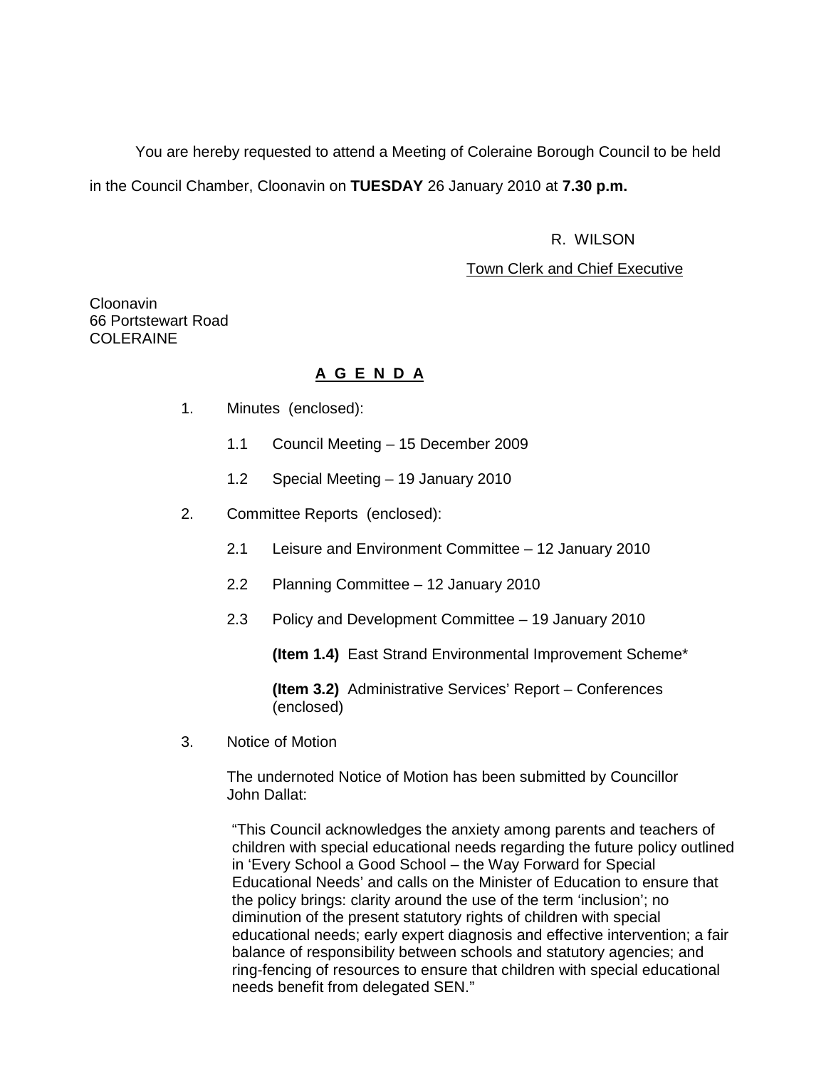You are hereby requested to attend a Meeting of Coleraine Borough Council to be held in the Council Chamber, Cloonavin on **TUESDAY** 26 January 2010 at **7.30 p.m.**

R. WILSON

Town Clerk and Chief Executive

Cloonavin
66 Portstewart Road
COLERAINE

## A G E N D A

1. Minutes (enclosed):

   1.1 Council Meeting – 15 December 2009

   1.2 Special Meeting – 19 January 2010

2. Committee Reports (enclosed):

   2.1 Leisure and Environment Committee – 12 January 2010

   2.2 Planning Committee – 12 January 2010

   2.3 Policy and Development Committee – 19 January 2010

   **(Item 1.4)** East Strand Environmental Improvement Scheme*

   **(Item 3.2)** Administrative Services' Report – Conferences (enclosed)

3. Notice of Motion

   The undernoted Notice of Motion has been submitted by Councillor John Dallat:

   "This Council acknowledges the anxiety among parents and teachers of children with special educational needs regarding the future policy outlined in 'Every School a Good School – the Way Forward for Special Educational Needs' and calls on the Minister of Education to ensure that the policy brings: clarity around the use of the term 'inclusion'; no diminution of the present statutory rights of children with special educational needs; early expert diagnosis and effective intervention; a fair balance of responsibility between schools and statutory agencies; and ring-fencing of resources to ensure that children with special educational needs benefit from delegated SEN."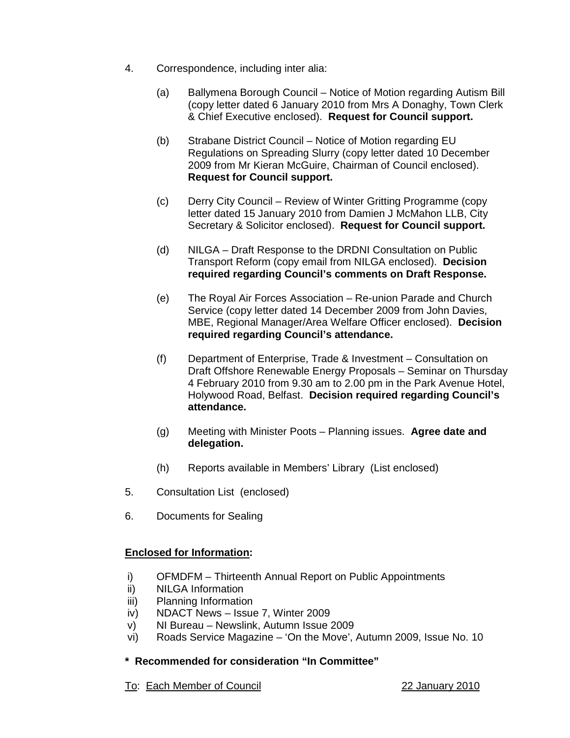4. Correspondence, including inter alia:

   (a) Ballymena Borough Council – Notice of Motion regarding Autism Bill (copy letter dated 6 January 2010 from Mrs A Donaghy, Town Clerk & Chief Executive enclosed). **Request for Council support.**

   (b) Strabane District Council – Notice of Motion regarding EU Regulations on Spreading Slurry (copy letter dated 10 December 2009 from Mr Kieran McGuire, Chairman of Council enclosed). **Request for Council support.**

   (c) Derry City Council – Review of Winter Gritting Programme (copy letter dated 15 January 2010 from Damien J McMahon LLB, City Secretary & Solicitor enclosed). **Request for Council support.**

   (d) NILGA – Draft Response to the DRDNI Consultation on Public Transport Reform (copy email from NILGA enclosed). **Decision required regarding Council's comments on Draft Response.**

   (e) The Royal Air Forces Association – Re-union Parade and Church Service (copy letter dated 14 December 2009 from John Davies, MBE, Regional Manager/Area Welfare Officer enclosed). **Decision required regarding Council's attendance.**

   (f) Department of Enterprise, Trade & Investment – Consultation on Draft Offshore Renewable Energy Proposals – Seminar on Thursday 4 February 2010 from 9.30 am to 2.00 pm in the Park Avenue Hotel, Holywood Road, Belfast. **Decision required regarding Council's attendance.**

   (g) Meeting with Minister Poots – Planning issues. **Agree date and delegation.**

   (h) Reports available in Members' Library (List enclosed)

5. Consultation List (enclosed)

6. Documents for Sealing

**<u>Enclosed for Information</u>:**

i) OFMDFM – Thirteenth Annual Report on Public Appointments
ii) NILGA Information
iii) Planning Information
iv) NDACT News – Issue 7, Winter 2009
v) NI Bureau – Newslink, Autumn Issue 2009
vi) Roads Service Magazine – 'On the Move', Autumn 2009, Issue No. 10

**\* Recommended for consideration "In Committee"**

<u>To: Each Member of Council</u> <u>22 January 2010</u>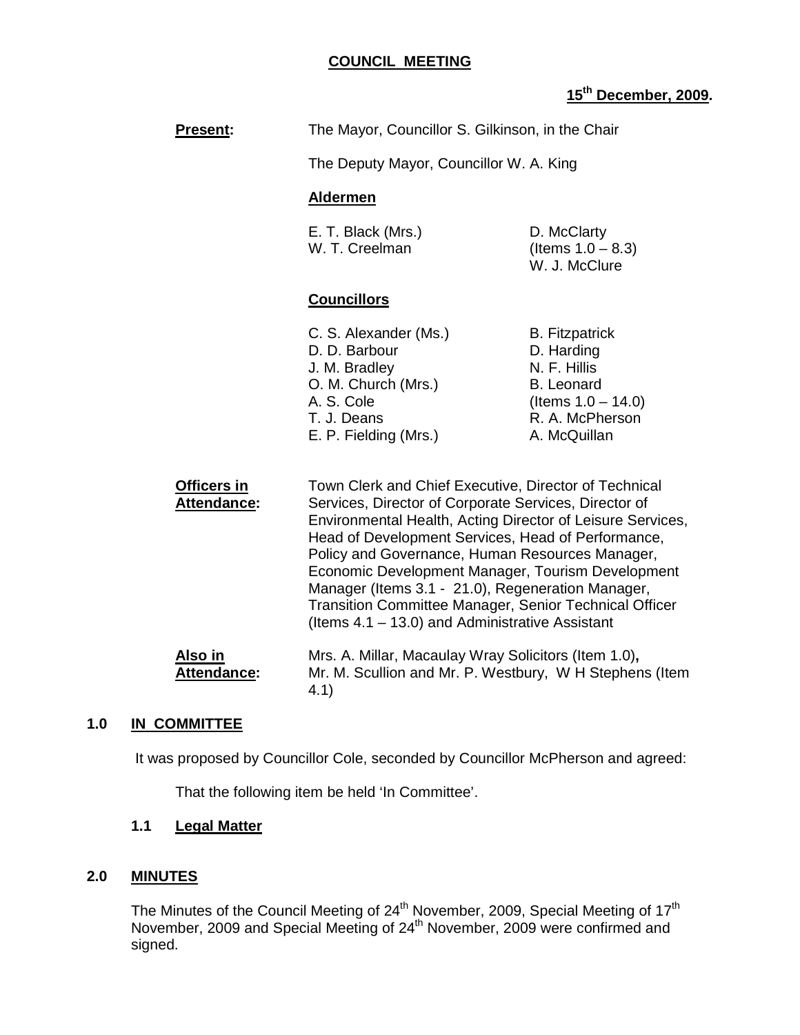**COUNCIL MEETING**

**15th December, 2009.**

**Present:** The Mayor, Councillor S. Gilkinson, in the Chair

The Deputy Mayor, Councillor W. A. King

**Aldermen**

E. T. Black (Mrs.)
W. T. Creelman
D. McClarty (Items 1.0 – 8.3)
W. J. McClure

**Councillors**

C. S. Alexander (Ms.)
D. D. Barbour
J. M. Bradley
O. M. Church (Mrs.)
A. S. Cole
T. J. Deans
E. P. Fielding (Mrs.)
B. Fitzpatrick
D. Harding
N. F. Hillis
B. Leonard (Items 1.0 – 14.0)
R. A. McPherson
A. McQuillan

**Officers in Attendance:** Town Clerk and Chief Executive, Director of Technical Services, Director of Corporate Services, Director of Environmental Health, Acting Director of Leisure Services, Head of Development Services, Head of Performance, Policy and Governance, Human Resources Manager, Economic Development Manager, Tourism Development Manager (Items 3.1 - 21.0), Regeneration Manager, Transition Committee Manager, Senior Technical Officer (Items 4.1 – 13.0) and Administrative Assistant

**Also in Attendance:** Mrs. A. Millar, Macaulay Wray Solicitors (Item 1.0)**,** Mr. M. Scullion and Mr. P. Westbury, W H Stephens (Item 4.1)

## 1.0 IN COMMITTEE

It was proposed by Councillor Cole, seconded by Councillor McPherson and agreed:

That the following item be held 'In Committee'.

### 1.1 Legal Matter

## 2.0 MINUTES

The Minutes of the Council Meeting of 24th November, 2009, Special Meeting of 17th November, 2009 and Special Meeting of 24th November, 2009 were confirmed and signed.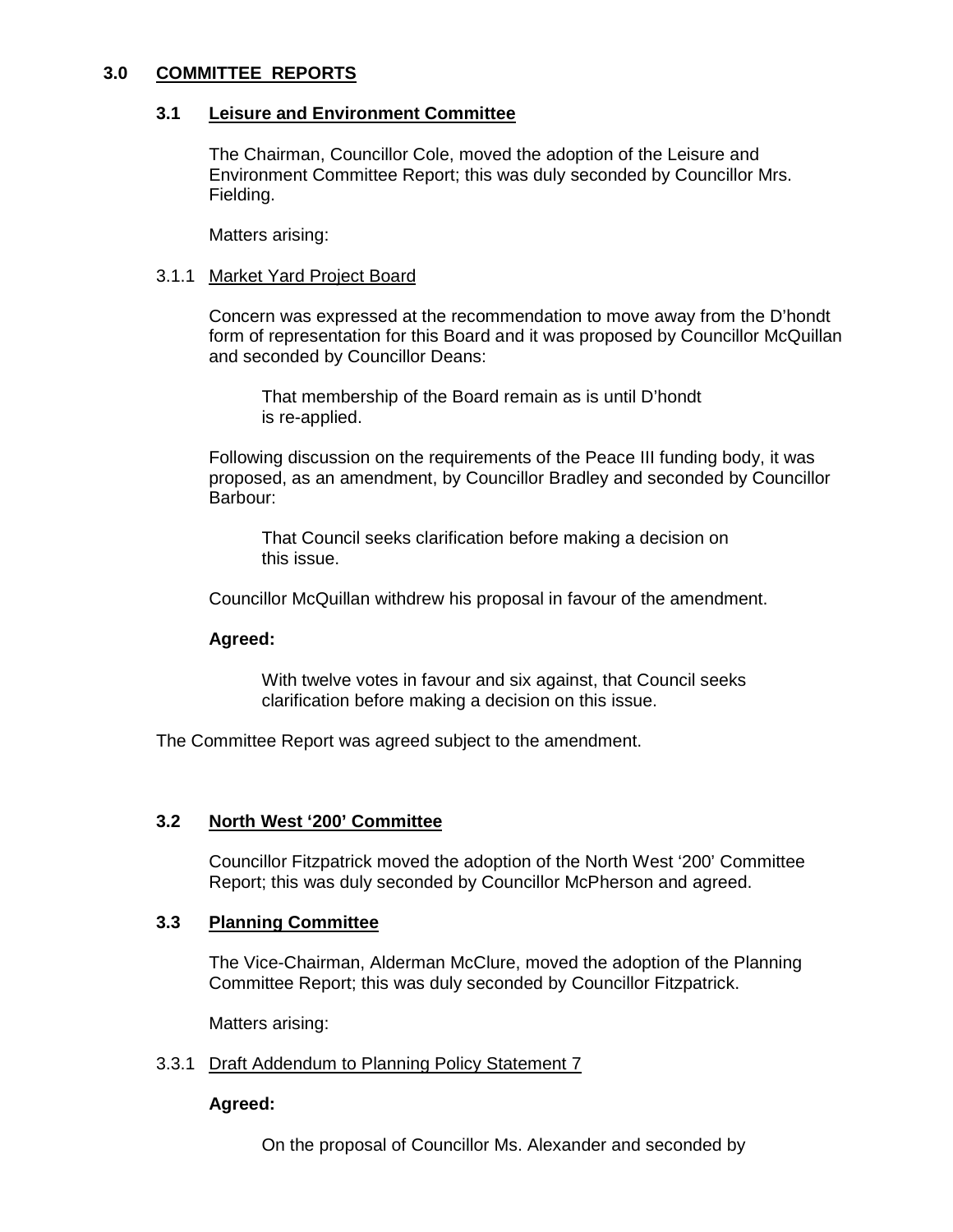## 3.0 COMMITTEE REPORTS

### 3.1 Leisure and Environment Committee

The Chairman, Councillor Cole, moved the adoption of the Leisure and Environment Committee Report; this was duly seconded by Councillor Mrs. Fielding.

Matters arising:

3.1.1 Market Yard Project Board

Concern was expressed at the recommendation to move away from the D'hondt form of representation for this Board and it was proposed by Councillor McQuillan and seconded by Councillor Deans:

> That membership of the Board remain as is until D'hondt is re-applied.

Following discussion on the requirements of the Peace III funding body, it was proposed, as an amendment, by Councillor Bradley and seconded by Councillor Barbour:

> That Council seeks clarification before making a decision on this issue.

Councillor McQuillan withdrew his proposal in favour of the amendment.

**Agreed:**

> With twelve votes in favour and six against, that Council seeks clarification before making a decision on this issue.

The Committee Report was agreed subject to the amendment.

### 3.2 North West '200' Committee

Councillor Fitzpatrick moved the adoption of the North West '200' Committee Report; this was duly seconded by Councillor McPherson and agreed.

### 3.3 Planning Committee

The Vice-Chairman, Alderman McClure, moved the adoption of the Planning Committee Report; this was duly seconded by Councillor Fitzpatrick.

Matters arising:

3.3.1 Draft Addendum to Planning Policy Statement 7

**Agreed:**

> On the proposal of Councillor Ms. Alexander and seconded by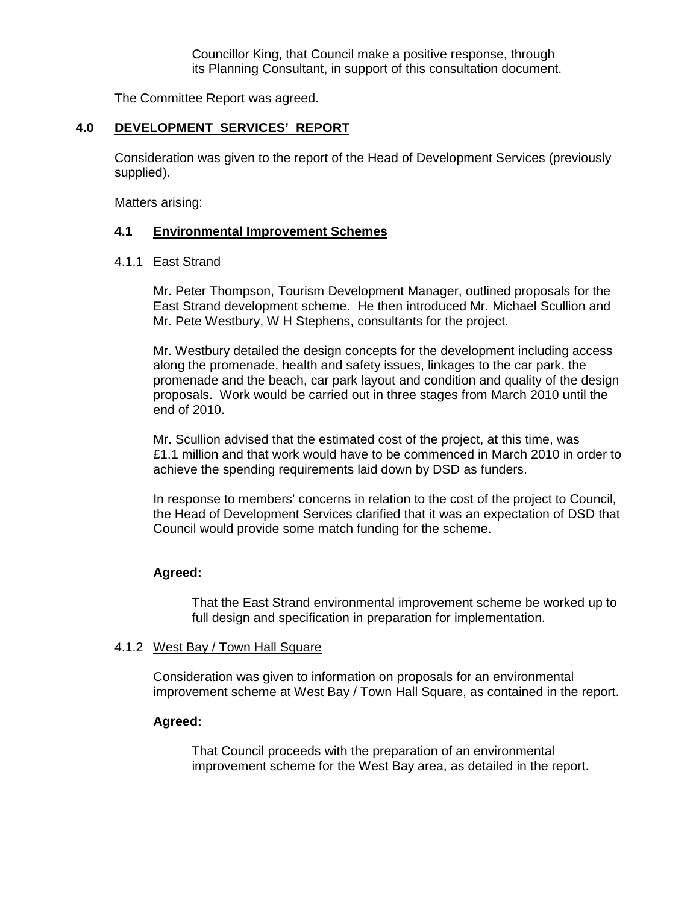Councillor King, that Council make a positive response, through its Planning Consultant, in support of this consultation document.

The Committee Report was agreed.

## 4.0 DEVELOPMENT SERVICES' REPORT

Consideration was given to the report of the Head of Development Services (previously supplied).

Matters arising:

### 4.1 Environmental Improvement Schemes

#### 4.1.1 East Strand

Mr. Peter Thompson, Tourism Development Manager, outlined proposals for the East Strand development scheme. He then introduced Mr. Michael Scullion and Mr. Pete Westbury, W H Stephens, consultants for the project.

Mr. Westbury detailed the design concepts for the development including access along the promenade, health and safety issues, linkages to the car park, the promenade and the beach, car park layout and condition and quality of the design proposals. Work would be carried out in three stages from March 2010 until the end of 2010.

Mr. Scullion advised that the estimated cost of the project, at this time, was £1.1 million and that work would have to be commenced in March 2010 in order to achieve the spending requirements laid down by DSD as funders.

In response to members' concerns in relation to the cost of the project to Council, the Head of Development Services clarified that it was an expectation of DSD that Council would provide some match funding for the scheme.

**Agreed:**

That the East Strand environmental improvement scheme be worked up to full design and specification in preparation for implementation.

#### 4.1.2 West Bay / Town Hall Square

Consideration was given to information on proposals for an environmental improvement scheme at West Bay / Town Hall Square, as contained in the report.

**Agreed:**

That Council proceeds with the preparation of an environmental improvement scheme for the West Bay area, as detailed in the report.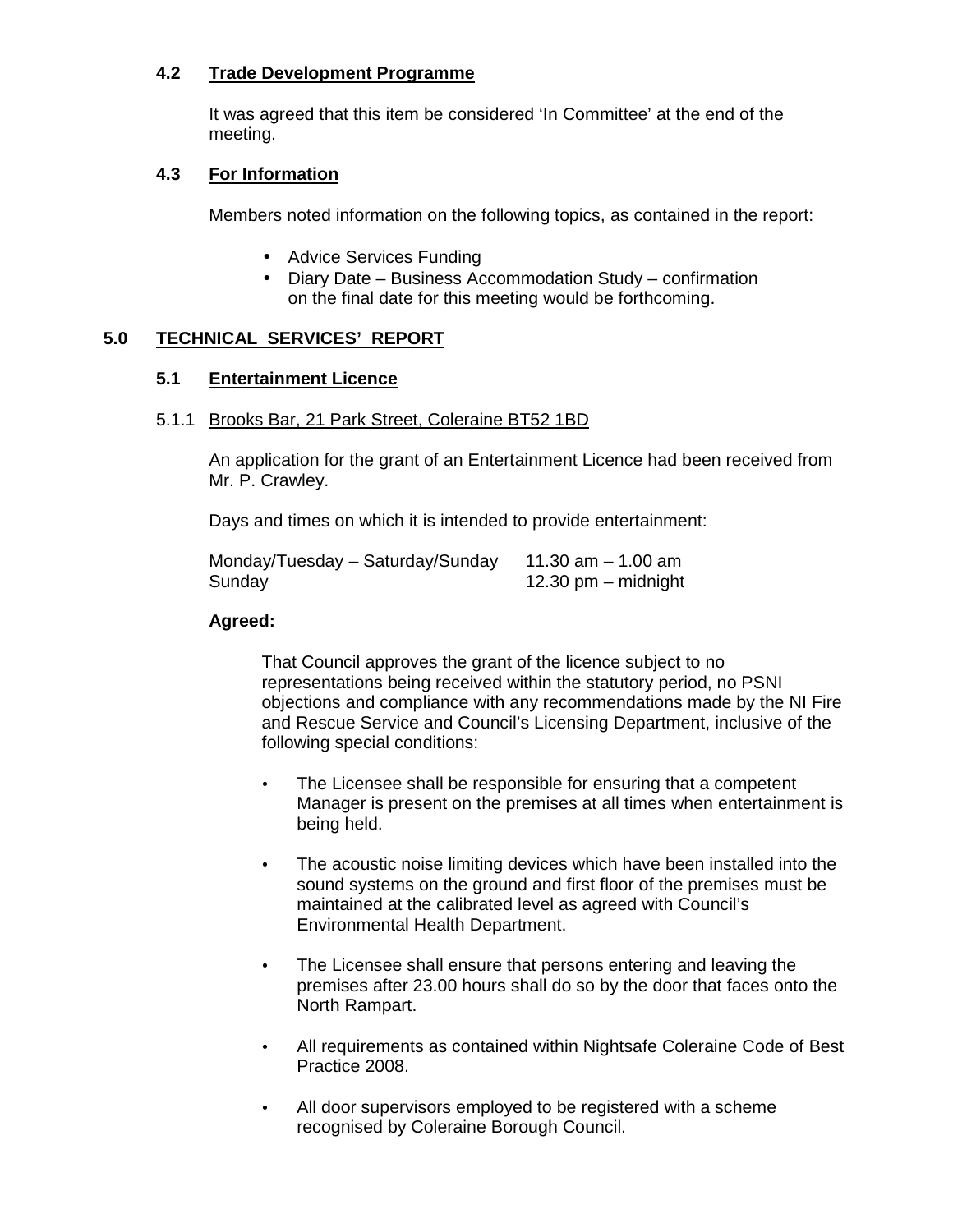### 4.2 Trade Development Programme

It was agreed that this item be considered 'In Committee' at the end of the meeting.

### 4.3 For Information

Members noted information on the following topics, as contained in the report:

- Advice Services Funding
- Diary Date – Business Accommodation Study – confirmation on the final date for this meeting would be forthcoming.

## 5.0 TECHNICAL SERVICES' REPORT

### 5.1 Entertainment Licence

5.1.1 Brooks Bar, 21 Park Street, Coleraine BT52 1BD

An application for the grant of an Entertainment Licence had been received from Mr. P. Crawley.

Days and times on which it is intended to provide entertainment:

| | |
|---|---|
| Monday/Tuesday – Saturday/Sunday | 11.30 am – 1.00 am |
| Sunday | 12.30 pm – midnight |

**Agreed:**

That Council approves the grant of the licence subject to no representations being received within the statutory period, no PSNI objections and compliance with any recommendations made by the NI Fire and Rescue Service and Council's Licensing Department, inclusive of the following special conditions:

- The Licensee shall be responsible for ensuring that a competent Manager is present on the premises at all times when entertainment is being held.
- The acoustic noise limiting devices which have been installed into the sound systems on the ground and first floor of the premises must be maintained at the calibrated level as agreed with Council's Environmental Health Department.
- The Licensee shall ensure that persons entering and leaving the premises after 23.00 hours shall do so by the door that faces onto the North Rampart.
- All requirements as contained within Nightsafe Coleraine Code of Best Practice 2008.
- All door supervisors employed to be registered with a scheme recognised by Coleraine Borough Council.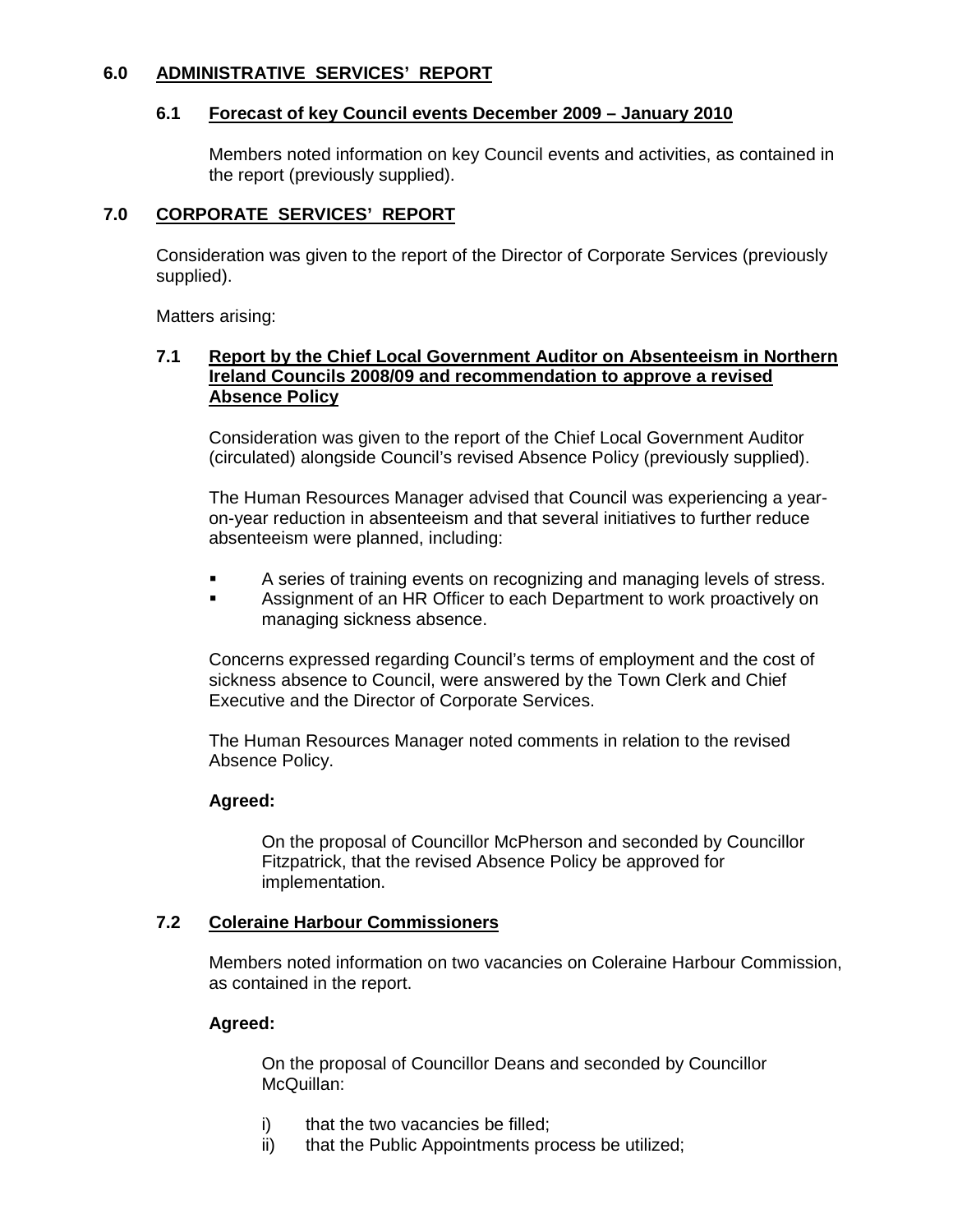## 6.0 ADMINISTRATIVE SERVICES' REPORT

### 6.1 Forecast of key Council events December 2009 – January 2010

Members noted information on key Council events and activities, as contained in the report (previously supplied).

## 7.0 CORPORATE SERVICES' REPORT

Consideration was given to the report of the Director of Corporate Services (previously supplied).

Matters arising:

### 7.1 Report by the Chief Local Government Auditor on Absenteeism in Northern Ireland Councils 2008/09 and recommendation to approve a revised Absence Policy

Consideration was given to the report of the Chief Local Government Auditor (circulated) alongside Council's revised Absence Policy (previously supplied).

The Human Resources Manager advised that Council was experiencing a year-on-year reduction in absenteeism and that several initiatives to further reduce absenteeism were planned, including:

- A series of training events on recognizing and managing levels of stress.
- Assignment of an HR Officer to each Department to work proactively on managing sickness absence.

Concerns expressed regarding Council's terms of employment and the cost of sickness absence to Council, were answered by the Town Clerk and Chief Executive and the Director of Corporate Services.

The Human Resources Manager noted comments in relation to the revised Absence Policy.

**Agreed:**

On the proposal of Councillor McPherson and seconded by Councillor Fitzpatrick, that the revised Absence Policy be approved for implementation.

### 7.2 Coleraine Harbour Commissioners

Members noted information on two vacancies on Coleraine Harbour Commission, as contained in the report.

**Agreed:**

On the proposal of Councillor Deans and seconded by Councillor McQuillan:

i) that the two vacancies be filled;
ii) that the Public Appointments process be utilized;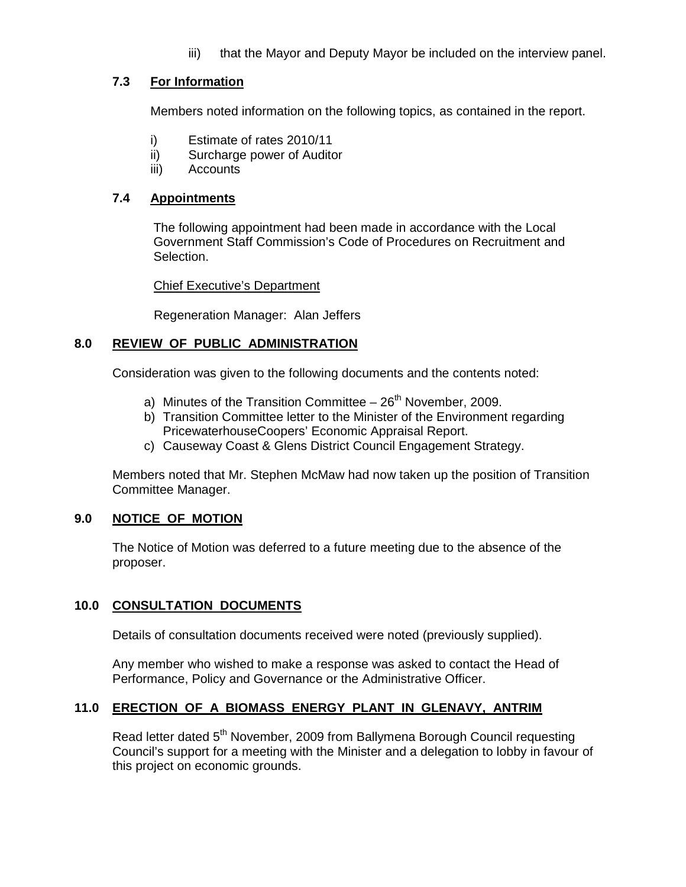iii) that the Mayor and Deputy Mayor be included on the interview panel.

### 7.3 For Information

Members noted information on the following topics, as contained in the report.

i) Estimate of rates 2010/11
ii) Surcharge power of Auditor
iii) Accounts

### 7.4 Appointments

The following appointment had been made in accordance with the Local Government Staff Commission's Code of Procedures on Recruitment and Selection.

Chief Executive's Department

Regeneration Manager: Alan Jeffers

## 8.0 REVIEW OF PUBLIC ADMINISTRATION

Consideration was given to the following documents and the contents noted:

a) Minutes of the Transition Committee – 26th November, 2009.
b) Transition Committee letter to the Minister of the Environment regarding PricewaterhouseCoopers' Economic Appraisal Report.
c) Causeway Coast & Glens District Council Engagement Strategy.

Members noted that Mr. Stephen McMaw had now taken up the position of Transition Committee Manager.

## 9.0 NOTICE OF MOTION

The Notice of Motion was deferred to a future meeting due to the absence of the proposer.

## 10.0 CONSULTATION DOCUMENTS

Details of consultation documents received were noted (previously supplied).

Any member who wished to make a response was asked to contact the Head of Performance, Policy and Governance or the Administrative Officer.

## 11.0 ERECTION OF A BIOMASS ENERGY PLANT IN GLENAVY, ANTRIM

Read letter dated 5th November, 2009 from Ballymena Borough Council requesting Council's support for a meeting with the Minister and a delegation to lobby in favour of this project on economic grounds.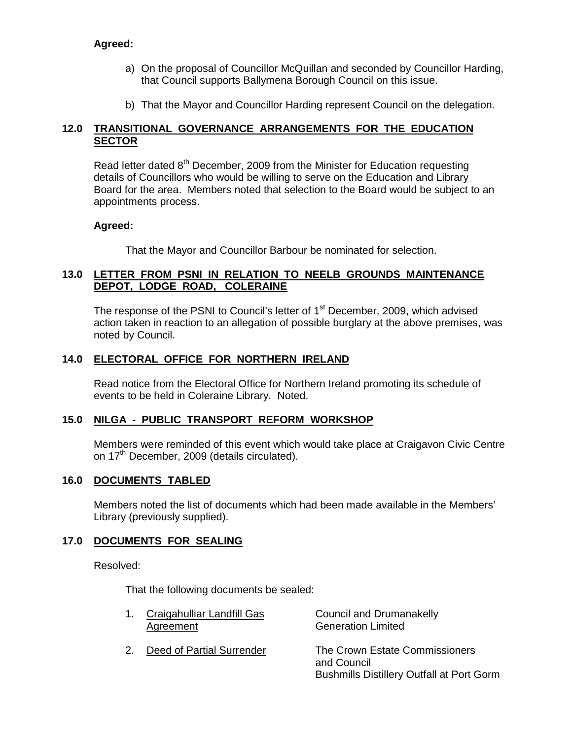**Agreed:**

a) On the proposal of Councillor McQuillan and seconded by Councillor Harding, that Council supports Ballymena Borough Council on this issue.

b) That the Mayor and Councillor Harding represent Council on the delegation.

## 12.0 TRANSITIONAL GOVERNANCE ARRANGEMENTS FOR THE EDUCATION SECTOR

Read letter dated 8th December, 2009 from the Minister for Education requesting details of Councillors who would be willing to serve on the Education and Library Board for the area. Members noted that selection to the Board would be subject to an appointments process.

**Agreed:**

That the Mayor and Councillor Barbour be nominated for selection.

## 13.0 LETTER FROM PSNI IN RELATION TO NEELB GROUNDS MAINTENANCE DEPOT, LODGE ROAD, COLERAINE

The response of the PSNI to Council's letter of 1st December, 2009, which advised action taken in reaction to an allegation of possible burglary at the above premises, was noted by Council.

## 14.0 ELECTORAL OFFICE FOR NORTHERN IRELAND

Read notice from the Electoral Office for Northern Ireland promoting its schedule of events to be held in Coleraine Library. Noted.

## 15.0 NILGA - PUBLIC TRANSPORT REFORM WORKSHOP

Members were reminded of this event which would take place at Craigavon Civic Centre on 17th December, 2009 (details circulated).

## 16.0 DOCUMENTS TABLED

Members noted the list of documents which had been made available in the Members' Library (previously supplied).

## 17.0 DOCUMENTS FOR SEALING

Resolved:

That the following documents be sealed:

| | | |
|---|---|---|
| 1. | Craigahulliar Landfill Gas Agreement | Council and Drumanakelly Generation Limited |
| 2. | Deed of Partial Surrender | The Crown Estate Commissioners and Council<br>Bushmills Distillery Outfall at Port Gorm |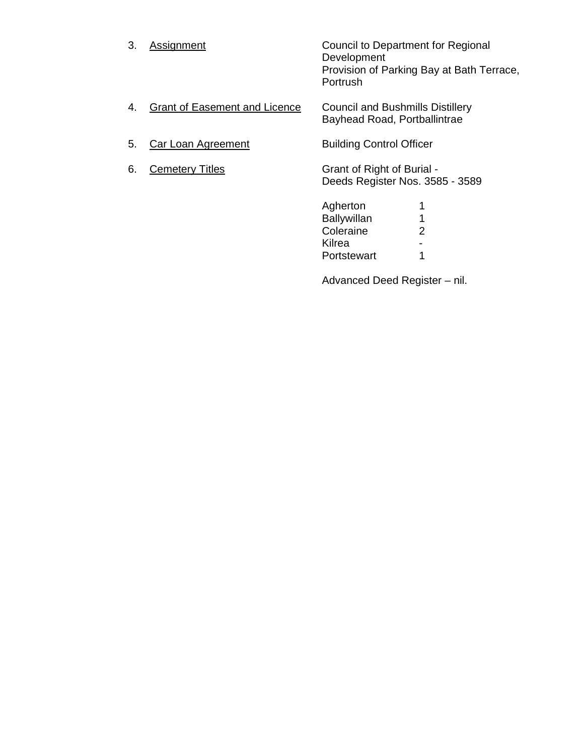3. <u>Assignment</u> — Council to Department for Regional Development
   Provision of Parking Bay at Bath Terrace, Portrush

4. <u>Grant of Easement and Licence</u> — Council and Bushmills Distillery
   Bayhead Road, Portballintrae

5. <u>Car Loan Agreement</u> — Building Control Officer

6. <u>Cemetery Titles</u> — Grant of Right of Burial -
   Deeds Register Nos. 3585 - 3589

| | |
|---|---|
| Agherton | 1 |
| Ballywillan | 1 |
| Coleraine | 2 |
| Kilrea | - |
| Portstewart | 1 |

Advanced Deed Register – nil.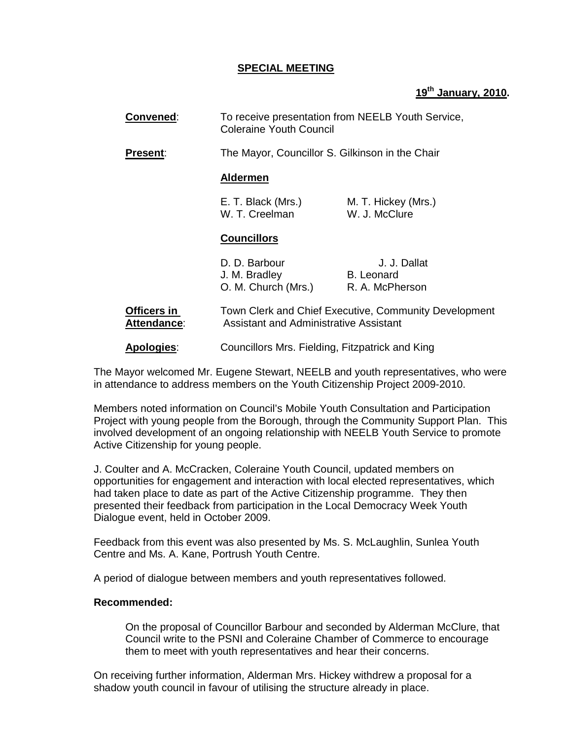**SPECIAL MEETING**

**19th January, 2010.**

**Convened**: To receive presentation from NEELB Youth Service, Coleraine Youth Council

**Present**: The Mayor, Councillor S. Gilkinson in the Chair

**Aldermen**

| | |
|---|---|
| E. T. Black (Mrs.) | M. T. Hickey (Mrs.) |
| W. T. Creelman | W. J. McClure |

**Councillors**

| | |
|---|---|
| D. D. Barbour | J. J. Dallat |
| J. M. Bradley | B. Leonard |
| O. M. Church (Mrs.) | R. A. McPherson |

**Officers in Attendance**: Town Clerk and Chief Executive, Community Development Assistant and Administrative Assistant

**Apologies**: Councillors Mrs. Fielding, Fitzpatrick and King

The Mayor welcomed Mr. Eugene Stewart, NEELB and youth representatives, who were in attendance to address members on the Youth Citizenship Project 2009-2010.

Members noted information on Council's Mobile Youth Consultation and Participation Project with young people from the Borough, through the Community Support Plan. This involved development of an ongoing relationship with NEELB Youth Service to promote Active Citizenship for young people.

J. Coulter and A. McCracken, Coleraine Youth Council, updated members on opportunities for engagement and interaction with local elected representatives, which had taken place to date as part of the Active Citizenship programme. They then presented their feedback from participation in the Local Democracy Week Youth Dialogue event, held in October 2009.

Feedback from this event was also presented by Ms. S. McLaughlin, Sunlea Youth Centre and Ms. A. Kane, Portrush Youth Centre.

A period of dialogue between members and youth representatives followed.

**Recommended:**

> On the proposal of Councillor Barbour and seconded by Alderman McClure, that Council write to the PSNI and Coleraine Chamber of Commerce to encourage them to meet with youth representatives and hear their concerns.

On receiving further information, Alderman Mrs. Hickey withdrew a proposal for a shadow youth council in favour of utilising the structure already in place.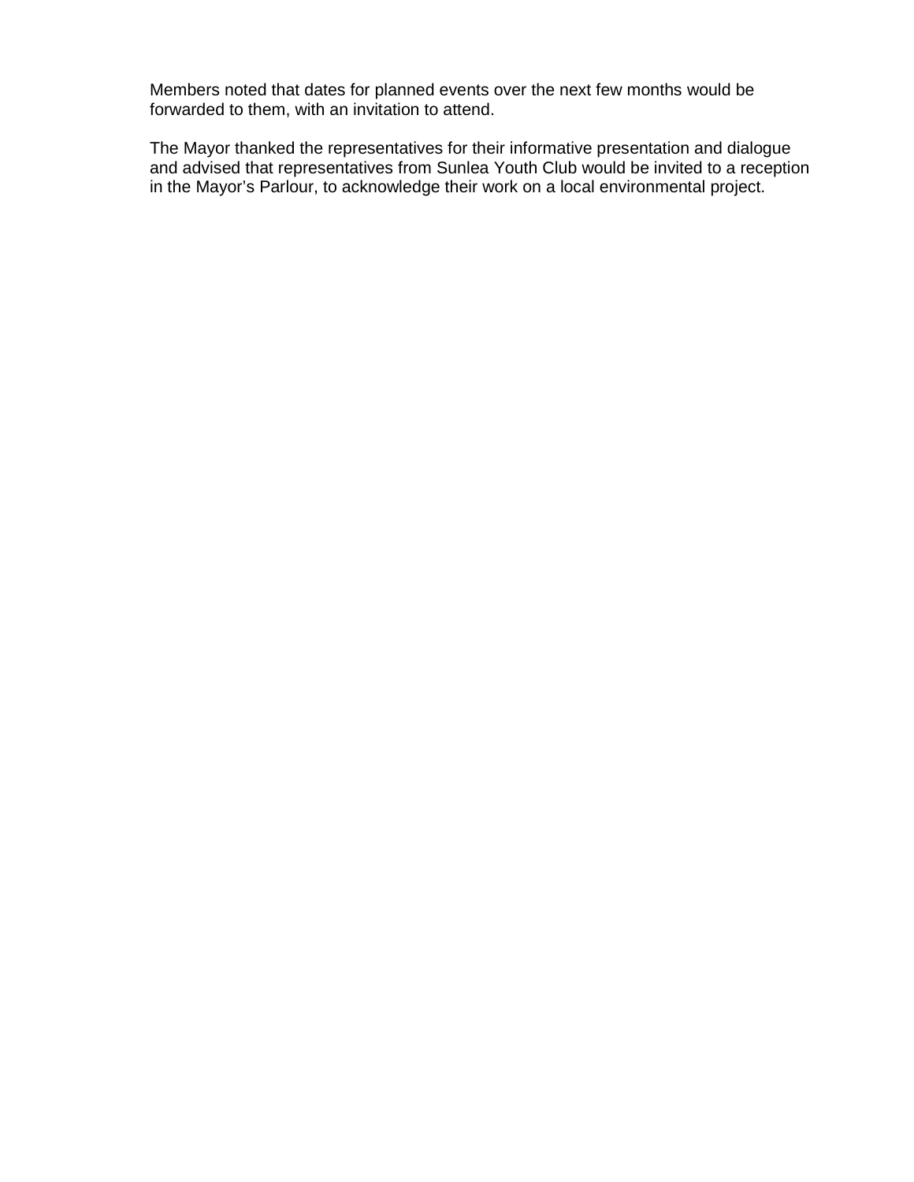Members noted that dates for planned events over the next few months would be forwarded to them, with an invitation to attend.

The Mayor thanked the representatives for their informative presentation and dialogue and advised that representatives from Sunlea Youth Club would be invited to a reception in the Mayor's Parlour, to acknowledge their work on a local environmental project.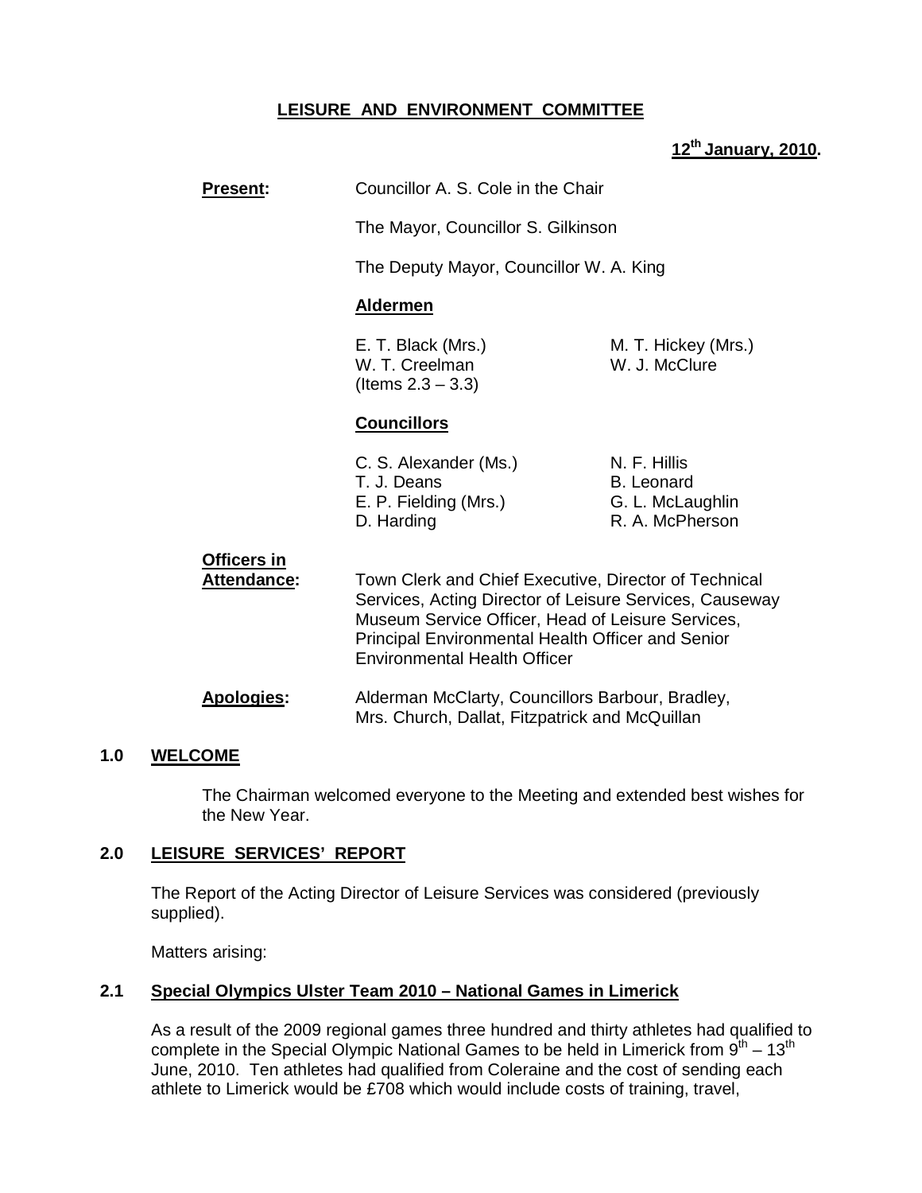# LEISURE AND ENVIRONMENT COMMITTEE

**12th January, 2010.**

**Present:** Councillor A. S. Cole in the Chair

The Mayor, Councillor S. Gilkinson

The Deputy Mayor, Councillor W. A. King

**Aldermen**

| | |
|---|---|
| E. T. Black (Mrs.) | M. T. Hickey (Mrs.) |
| W. T. Creelman (Items 2.3 – 3.3) | W. J. McClure |

**Councillors**

| | |
|---|---|
| C. S. Alexander (Ms.) | N. F. Hillis |
| T. J. Deans | B. Leonard |
| E. P. Fielding (Mrs.) | G. L. McLaughlin |
| D. Harding | R. A. McPherson |

**Officers in Attendance:** Town Clerk and Chief Executive, Director of Technical Services, Acting Director of Leisure Services, Causeway Museum Service Officer, Head of Leisure Services, Principal Environmental Health Officer and Senior Environmental Health Officer

**Apologies:** Alderman McClarty, Councillors Barbour, Bradley, Mrs. Church, Dallat, Fitzpatrick and McQuillan

## 1.0 WELCOME

The Chairman welcomed everyone to the Meeting and extended best wishes for the New Year.

## 2.0 LEISURE SERVICES' REPORT

The Report of the Acting Director of Leisure Services was considered (previously supplied).

Matters arising:

### 2.1 Special Olympics Ulster Team 2010 – National Games in Limerick

As a result of the 2009 regional games three hundred and thirty athletes had qualified to complete in the Special Olympic National Games to be held in Limerick from 9th – 13th June, 2010. Ten athletes had qualified from Coleraine and the cost of sending each athlete to Limerick would be £708 which would include costs of training, travel,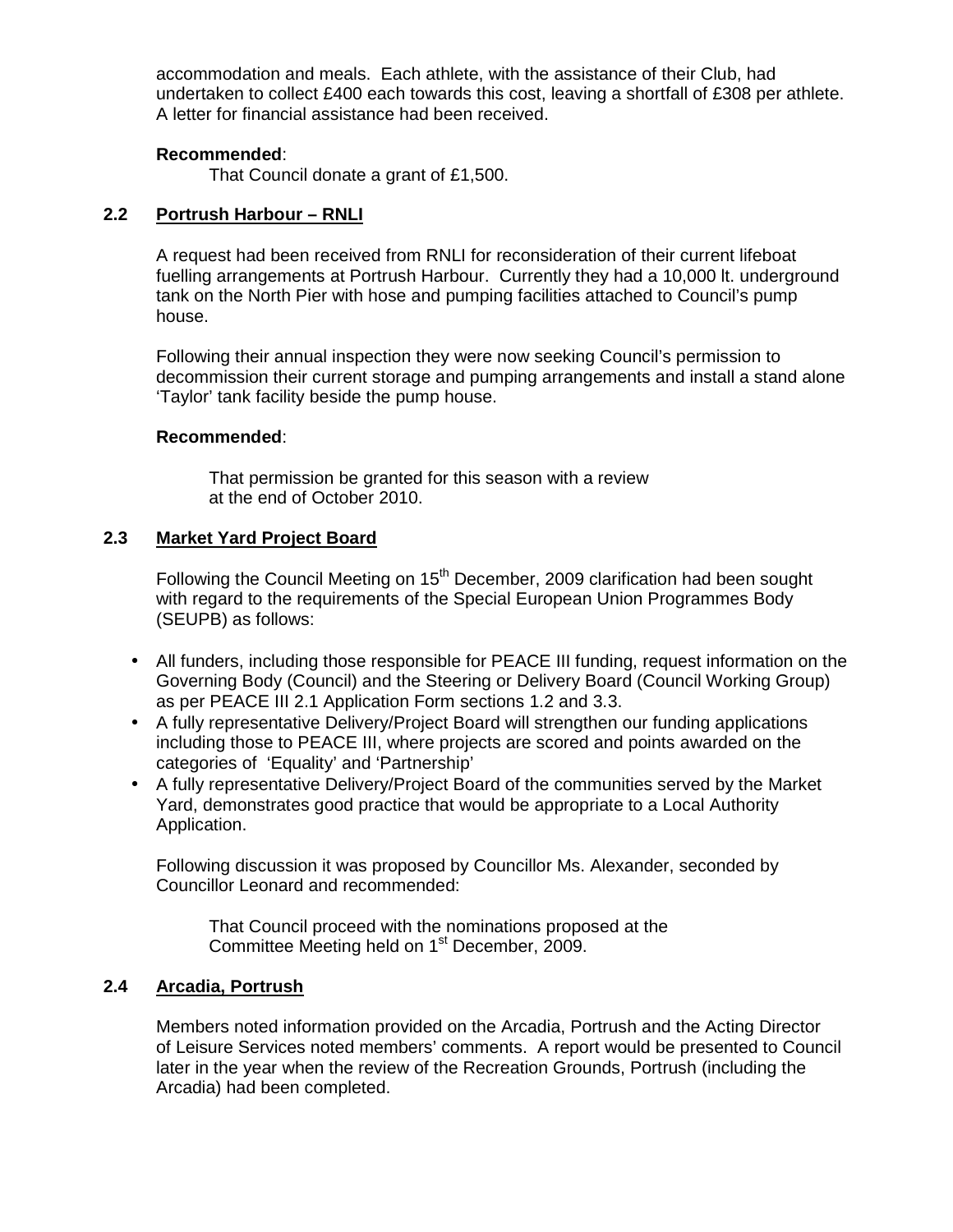accommodation and meals. Each athlete, with the assistance of their Club, had undertaken to collect £400 each towards this cost, leaving a shortfall of £308 per athlete. A letter for financial assistance had been received.

**Recommended**:

That Council donate a grant of £1,500.

### 2.2 Portrush Harbour – RNLI

A request had been received from RNLI for reconsideration of their current lifeboat fuelling arrangements at Portrush Harbour. Currently they had a 10,000 lt. underground tank on the North Pier with hose and pumping facilities attached to Council's pump house.

Following their annual inspection they were now seeking Council's permission to decommission their current storage and pumping arrangements and install a stand alone 'Taylor' tank facility beside the pump house.

**Recommended**:

That permission be granted for this season with a review at the end of October 2010.

### 2.3 Market Yard Project Board

Following the Council Meeting on 15th December, 2009 clarification had been sought with regard to the requirements of the Special European Union Programmes Body (SEUPB) as follows:

- All funders, including those responsible for PEACE III funding, request information on the Governing Body (Council) and the Steering or Delivery Board (Council Working Group) as per PEACE III 2.1 Application Form sections 1.2 and 3.3.
- A fully representative Delivery/Project Board will strengthen our funding applications including those to PEACE III, where projects are scored and points awarded on the categories of 'Equality' and 'Partnership'
- A fully representative Delivery/Project Board of the communities served by the Market Yard, demonstrates good practice that would be appropriate to a Local Authority Application.

Following discussion it was proposed by Councillor Ms. Alexander, seconded by Councillor Leonard and recommended:

That Council proceed with the nominations proposed at the Committee Meeting held on 1st December, 2009.

### 2.4 Arcadia, Portrush

Members noted information provided on the Arcadia, Portrush and the Acting Director of Leisure Services noted members' comments. A report would be presented to Council later in the year when the review of the Recreation Grounds, Portrush (including the Arcadia) had been completed.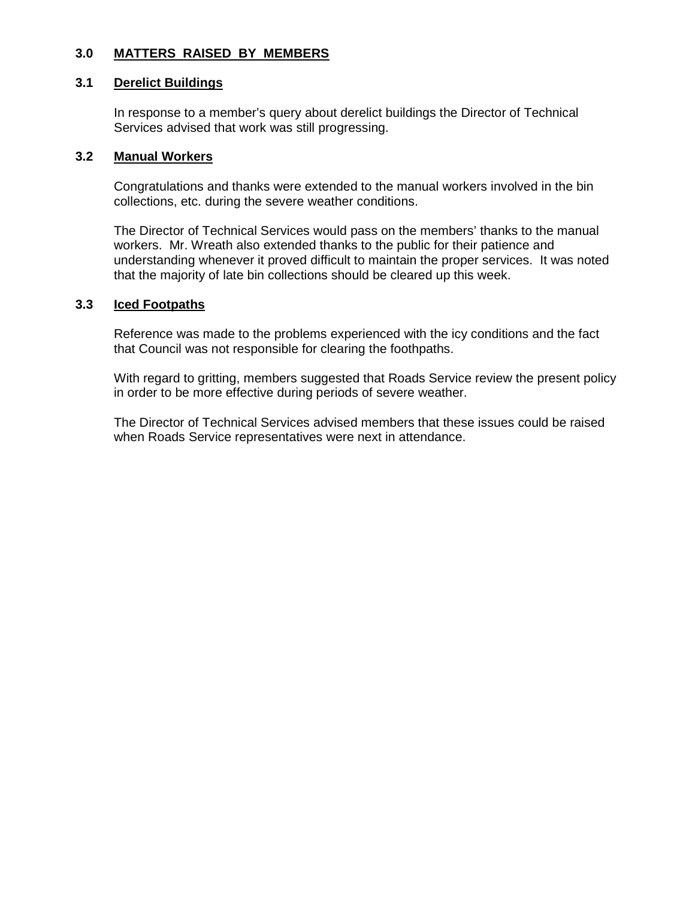## 3.0 MATTERS RAISED BY MEMBERS

### 3.1 Derelict Buildings

In response to a member's query about derelict buildings the Director of Technical Services advised that work was still progressing.

### 3.2 Manual Workers

Congratulations and thanks were extended to the manual workers involved in the bin collections, etc. during the severe weather conditions.

The Director of Technical Services would pass on the members' thanks to the manual workers. Mr. Wreath also extended thanks to the public for their patience and understanding whenever it proved difficult to maintain the proper services. It was noted that the majority of late bin collections should be cleared up this week.

### 3.3 Iced Footpaths

Reference was made to the problems experienced with the icy conditions and the fact that Council was not responsible for clearing the foothpaths.

With regard to gritting, members suggested that Roads Service review the present policy in order to be more effective during periods of severe weather.

The Director of Technical Services advised members that these issues could be raised when Roads Service representatives were next in attendance.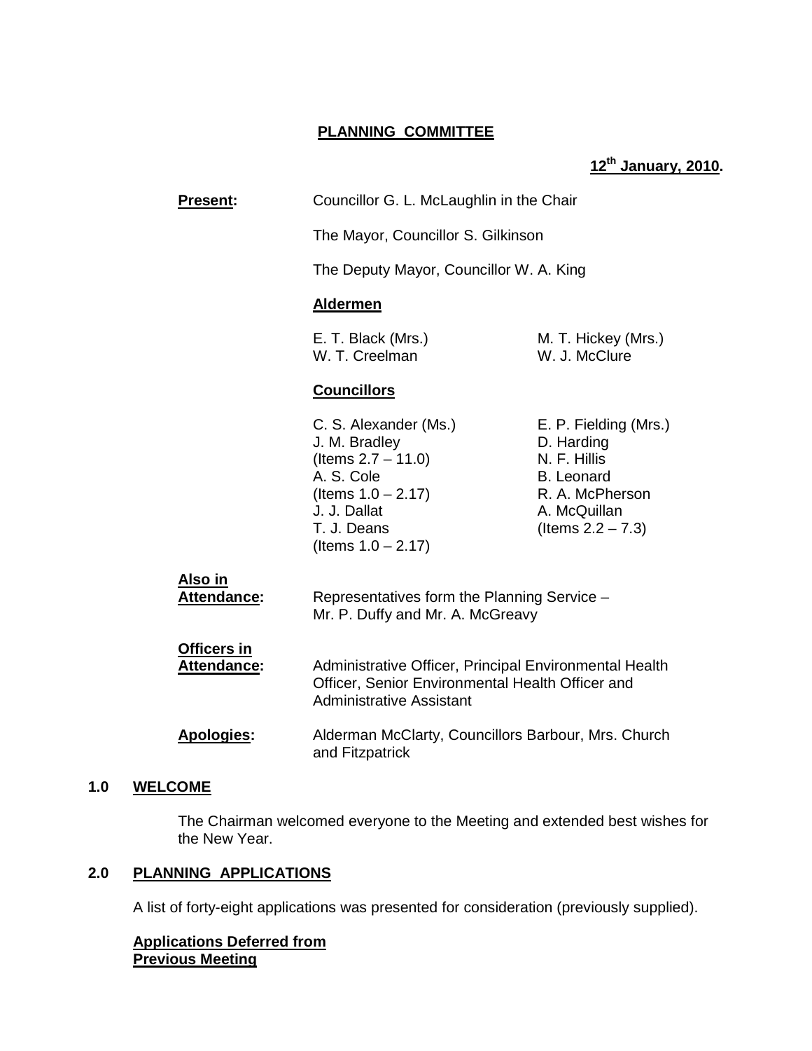# PLANNING COMMITTEE

**12th January, 2010.**

**Present:** Councillor G. L. McLaughlin in the Chair

The Mayor, Councillor S. Gilkinson

The Deputy Mayor, Councillor W. A. King

**Aldermen**

E. T. Black (Mrs.)
W. T. Creelman
M. T. Hickey (Mrs.)
W. J. McClure

**Councillors**

C. S. Alexander (Ms.)
J. M. Bradley (Items 2.7 – 11.0)
A. S. Cole (Items 1.0 – 2.17)
J. J. Dallat
T. J. Deans (Items 1.0 – 2.17)
E. P. Fielding (Mrs.)
D. Harding
N. F. Hillis
B. Leonard
R. A. McPherson
A. McQuillan (Items 2.2 – 7.3)

**Also in Attendance:** Representatives form the Planning Service – Mr. P. Duffy and Mr. A. McGreavy

**Officers in Attendance:** Administrative Officer, Principal Environmental Health Officer, Senior Environmental Health Officer and Administrative Assistant

**Apologies:** Alderman McClarty, Councillors Barbour, Mrs. Church and Fitzpatrick

## 1.0 WELCOME

The Chairman welcomed everyone to the Meeting and extended best wishes for the New Year.

## 2.0 PLANNING APPLICATIONS

A list of forty-eight applications was presented for consideration (previously supplied).

**Applications Deferred from Previous Meeting**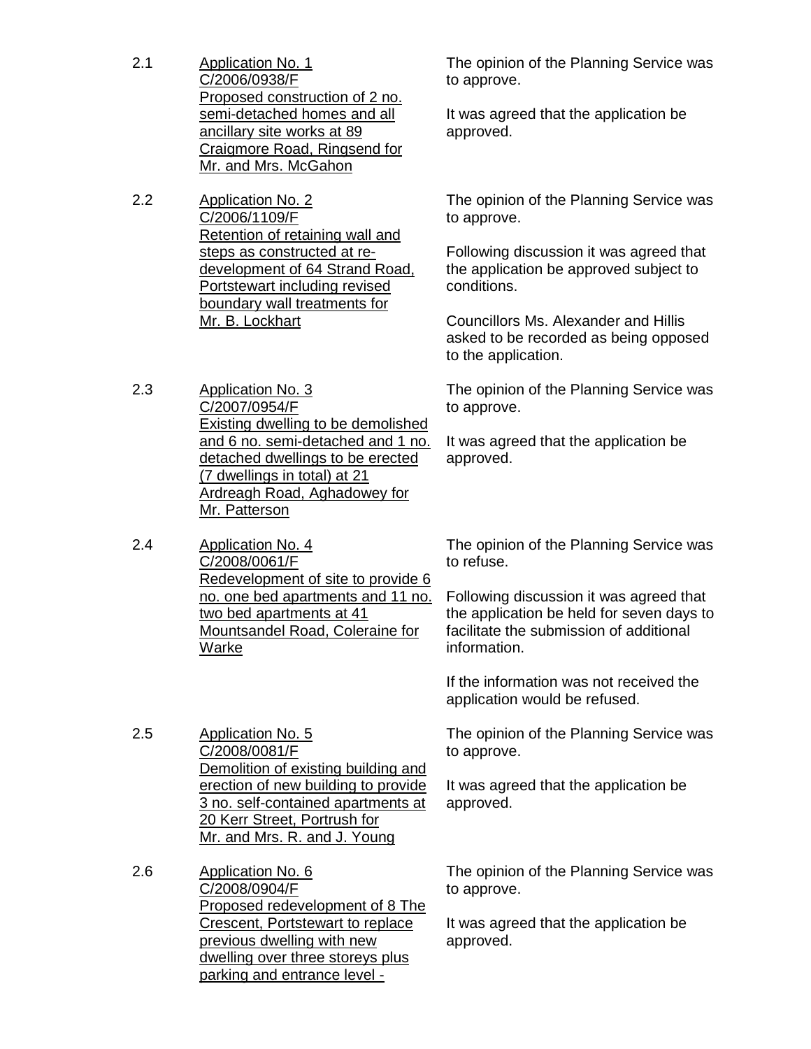2.1 <u>Application No. 1</u>
<u>C/2006/0938/F</u>
<u>Proposed construction of 2 no. semi-detached homes and all ancillary site works at 89 Craigmore Road, Ringsend for Mr. and Mrs. McGahon</u>

The opinion of the Planning Service was to approve.

It was agreed that the application be approved.

2.2 <u>Application No. 2</u>
<u>C/2006/1109/F</u>
<u>Retention of retaining wall and steps as constructed at re-development of 64 Strand Road, Portstewart including revised boundary wall treatments for Mr. B. Lockhart</u>

The opinion of the Planning Service was to approve.

Following discussion it was agreed that the application be approved subject to conditions.

Councillors Ms. Alexander and Hillis asked to be recorded as being opposed to the application.

2.3 <u>Application No. 3</u>
<u>C/2007/0954/F</u>
<u>Existing dwelling to be demolished and 6 no. semi-detached and 1 no. detached dwellings to be erected (7 dwellings in total) at 21 Ardreagh Road, Aghadowey for Mr. Patterson</u>

The opinion of the Planning Service was to approve.

It was agreed that the application be approved.

2.4 <u>Application No. 4</u>
<u>C/2008/0061/F</u>
<u>Redevelopment of site to provide 6 no. one bed apartments and 11 no. two bed apartments at 41 Mountsandel Road, Coleraine for Warke</u>

The opinion of the Planning Service was to refuse.

Following discussion it was agreed that the application be held for seven days to facilitate the submission of additional information.

If the information was not received the application would be refused.

2.5 <u>Application No. 5</u>
<u>C/2008/0081/F</u>
<u>Demolition of existing building and erection of new building to provide 3 no. self-contained apartments at 20 Kerr Street, Portrush for Mr. and Mrs. R. and J. Young</u>

The opinion of the Planning Service was to approve.

It was agreed that the application be approved.

2.6 <u>Application No. 6</u>
<u>C/2008/0904/F</u>
<u>Proposed redevelopment of 8 The Crescent, Portstewart to replace previous dwelling with new dwelling over three storeys plus parking and entrance level -</u>

The opinion of the Planning Service was to approve.

It was agreed that the application be approved.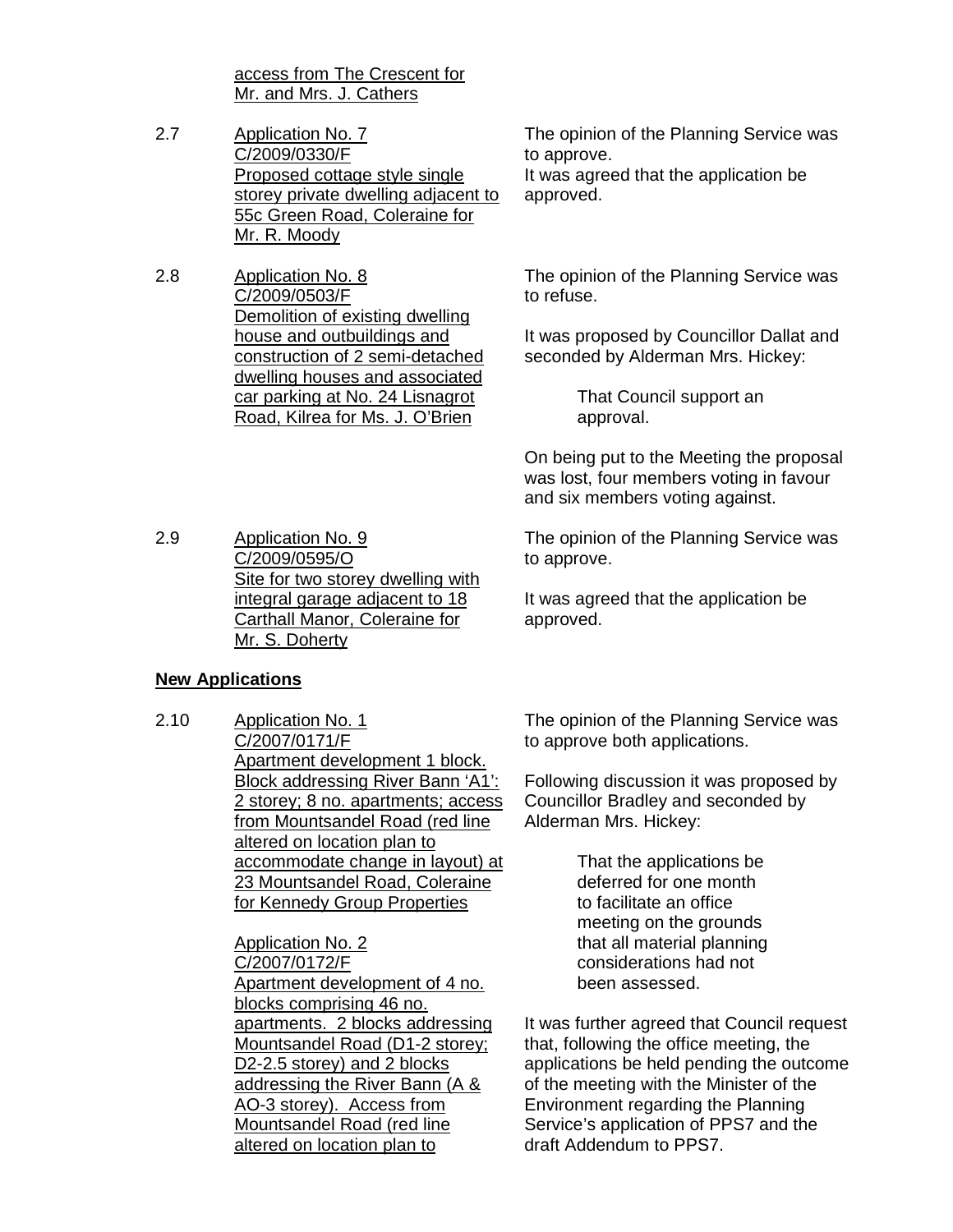access from The Crescent for Mr. and Mrs. J. Cathers

2.7 Application No. 7 C/2009/0330/F Proposed cottage style single storey private dwelling adjacent to 55c Green Road, Coleraine for Mr. R. Moody

The opinion of the Planning Service was to approve.
It was agreed that the application be approved.

2.8 Application No. 8 C/2009/0503/F Demolition of existing dwelling house and outbuildings and construction of 2 semi-detached dwelling houses and associated car parking at No. 24 Lisnagrot Road, Kilrea for Ms. J. O'Brien

The opinion of the Planning Service was to refuse.

It was proposed by Councillor Dallat and seconded by Alderman Mrs. Hickey:

> That Council support an approval.

On being put to the Meeting the proposal was lost, four members voting in favour and six members voting against.

2.9 Application No. 9 C/2009/0595/O Site for two storey dwelling with integral garage adjacent to 18 Carthall Manor, Coleraine for Mr. S. Doherty

The opinion of the Planning Service was to approve.

It was agreed that the application be approved.

**New Applications**

2.10 Application No. 1 C/2007/0171/F Apartment development 1 block. Block addressing River Bann 'A1': 2 storey; 8 no. apartments; access from Mountsandel Road (red line altered on location plan to accommodate change in layout) at 23 Mountsandel Road, Coleraine for Kennedy Group Properties

Application No. 2 C/2007/0172/F Apartment development of 4 no. blocks comprising 46 no. apartments. 2 blocks addressing Mountsandel Road (D1-2 storey; D2-2.5 storey) and 2 blocks addressing the River Bann (A & AO-3 storey). Access from Mountsandel Road (red line altered on location plan to

The opinion of the Planning Service was to approve both applications.

Following discussion it was proposed by Councillor Bradley and seconded by Alderman Mrs. Hickey:

> That the applications be deferred for one month to facilitate an office meeting on the grounds that all material planning considerations had not been assessed.

It was further agreed that Council request that, following the office meeting, the applications be held pending the outcome of the meeting with the Minister of the Environment regarding the Planning Service's application of PPS7 and the draft Addendum to PPS7.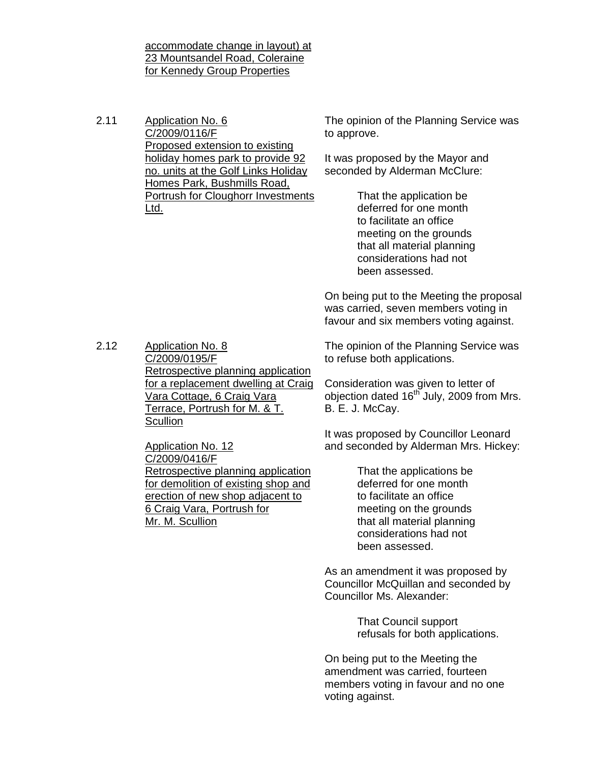accommodate change in layout) at 23 Mountsandel Road, Coleraine for Kennedy Group Properties

2.11 Application No. 6
C/2009/0116/F
Proposed extension to existing holiday homes park to provide 92 no. units at the Golf Links Holiday Homes Park, Bushmills Road, Portrush for Cloughorr Investments Ltd.

The opinion of the Planning Service was to approve.

It was proposed by the Mayor and seconded by Alderman McClure:

> That the application be deferred for one month to facilitate an office meeting on the grounds that all material planning considerations had not been assessed.

On being put to the Meeting the proposal was carried, seven members voting in favour and six members voting against.

2.12 Application No. 8
C/2009/0195/F
Retrospective planning application for a replacement dwelling at Craig Vara Cottage, 6 Craig Vara Terrace, Portrush for M. & T. Scullion

Application No. 12
C/2009/0416/F
Retrospective planning application for demolition of existing shop and erection of new shop adjacent to 6 Craig Vara, Portrush for Mr. M. Scullion

The opinion of the Planning Service was to refuse both applications.

Consideration was given to letter of objection dated 16th July, 2009 from Mrs. B. E. J. McCay.

It was proposed by Councillor Leonard and seconded by Alderman Mrs. Hickey:

> That the applications be deferred for one month to facilitate an office meeting on the grounds that all material planning considerations had not been assessed.

As an amendment it was proposed by Councillor McQuillan and seconded by Councillor Ms. Alexander:

> That Council support refusals for both applications.

On being put to the Meeting the amendment was carried, fourteen members voting in favour and no one voting against.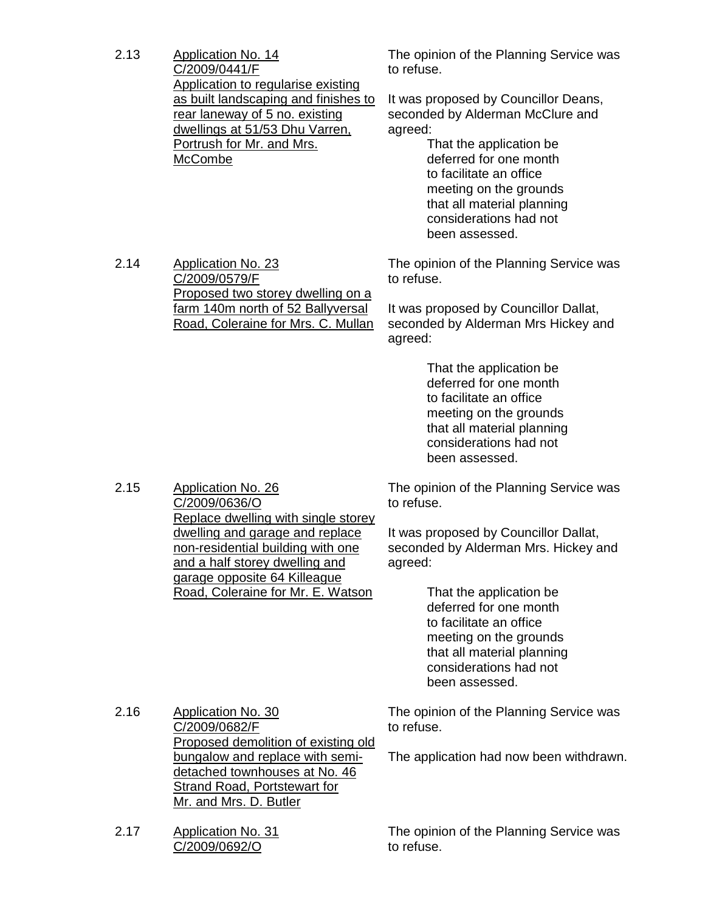2.13 **Application No. 14**
**C/2009/0441/F**
**Application to regularise existing as built landscaping and finishes to rear laneway of 5 no. existing dwellings at 51/53 Dhu Varren, Portrush for Mr. and Mrs. McCombe**

The opinion of the Planning Service was to refuse.

It was proposed by Councillor Deans, seconded by Alderman McClure and agreed:

> That the application be deferred for one month to facilitate an office meeting on the grounds that all material planning considerations had not been assessed.

2.14 **Application No. 23**
**C/2009/0579/F**
**Proposed two storey dwelling on a farm 140m north of 52 Ballyversal Road, Coleraine for Mrs. C. Mullan**

The opinion of the Planning Service was to refuse.

It was proposed by Councillor Dallat, seconded by Alderman Mrs Hickey and agreed:

> That the application be deferred for one month to facilitate an office meeting on the grounds that all material planning considerations had not been assessed.

2.15 **Application No. 26**
**C/2009/0636/O**
**Replace dwelling with single storey dwelling and garage and replace non-residential building with one and a half storey dwelling and garage opposite 64 Killeague Road, Coleraine for Mr. E. Watson**

The opinion of the Planning Service was to refuse.

It was proposed by Councillor Dallat, seconded by Alderman Mrs. Hickey and agreed:

> That the application be deferred for one month to facilitate an office meeting on the grounds that all material planning considerations had not been assessed.

2.16 **Application No. 30**
**C/2009/0682/F**
**Proposed demolition of existing old bungalow and replace with semi-detached townhouses at No. 46 Strand Road, Portstewart for Mr. and Mrs. D. Butler**

The opinion of the Planning Service was to refuse.

The application had now been withdrawn.

2.17 **Application No. 31**
**C/2009/0692/O**

The opinion of the Planning Service was to refuse.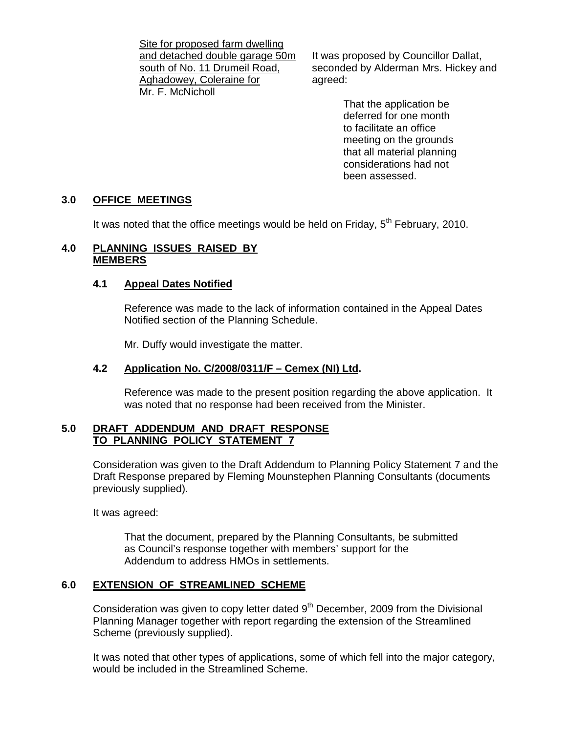Site for proposed farm dwelling and detached double garage 50m south of No. 11 Drumeil Road, Aghadowey, Coleraine for Mr. F. McNicholl

It was proposed by Councillor Dallat, seconded by Alderman Mrs. Hickey and agreed:

> That the application be deferred for one month to facilitate an office meeting on the grounds that all material planning considerations had not been assessed.

## 3.0 OFFICE MEETINGS

It was noted that the office meetings would be held on Friday, 5th February, 2010.

## 4.0 PLANNING ISSUES RAISED BY MEMBERS

### 4.1 Appeal Dates Notified

Reference was made to the lack of information contained in the Appeal Dates Notified section of the Planning Schedule.

Mr. Duffy would investigate the matter.

### 4.2 Application No. C/2008/0311/F – Cemex (NI) Ltd.

Reference was made to the present position regarding the above application. It was noted that no response had been received from the Minister.

## 5.0 DRAFT ADDENDUM AND DRAFT RESPONSE TO PLANNING POLICY STATEMENT 7

Consideration was given to the Draft Addendum to Planning Policy Statement 7 and the Draft Response prepared by Fleming Mounstephen Planning Consultants (documents previously supplied).

It was agreed:

> That the document, prepared by the Planning Consultants, be submitted as Council's response together with members' support for the Addendum to address HMOs in settlements.

## 6.0 EXTENSION OF STREAMLINED SCHEME

Consideration was given to copy letter dated 9th December, 2009 from the Divisional Planning Manager together with report regarding the extension of the Streamlined Scheme (previously supplied).

It was noted that other types of applications, some of which fell into the major category, would be included in the Streamlined Scheme.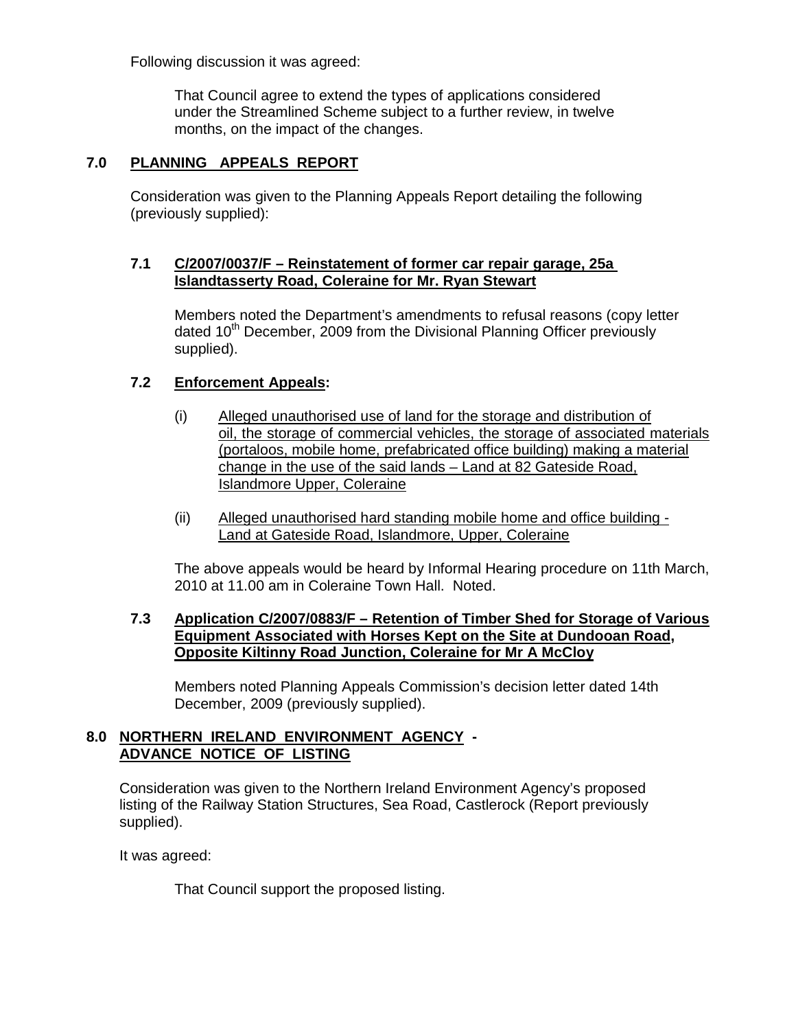Following discussion it was agreed:

> That Council agree to extend the types of applications considered under the Streamlined Scheme subject to a further review, in twelve months, on the impact of the changes.

## 7.0 PLANNING APPEALS REPORT

Consideration was given to the Planning Appeals Report detailing the following (previously supplied):

### 7.1 C/2007/0037/F – Reinstatement of former car repair garage, 25a Islandtasserty Road, Coleraine for Mr. Ryan Stewart

Members noted the Department's amendments to refusal reasons (copy letter dated 10th December, 2009 from the Divisional Planning Officer previously supplied).

### 7.2 Enforcement Appeals:

(i) Alleged unauthorised use of land for the storage and distribution of oil, the storage of commercial vehicles, the storage of associated materials (portaloos, mobile home, prefabricated office building) making a material change in the use of the said lands – Land at 82 Gateside Road, Islandmore Upper, Coleraine

(ii) Alleged unauthorised hard standing mobile home and office building - Land at Gateside Road, Islandmore, Upper, Coleraine

The above appeals would be heard by Informal Hearing procedure on 11th March, 2010 at 11.00 am in Coleraine Town Hall. Noted.

### 7.3 Application C/2007/0883/F – Retention of Timber Shed for Storage of Various Equipment Associated with Horses Kept on the Site at Dundooan Road, Opposite Kiltinny Road Junction, Coleraine for Mr A McCloy

Members noted Planning Appeals Commission's decision letter dated 14th December, 2009 (previously supplied).

## 8.0 NORTHERN IRELAND ENVIRONMENT AGENCY - ADVANCE NOTICE OF LISTING

Consideration was given to the Northern Ireland Environment Agency's proposed listing of the Railway Station Structures, Sea Road, Castlerock (Report previously supplied).

It was agreed:

> That Council support the proposed listing.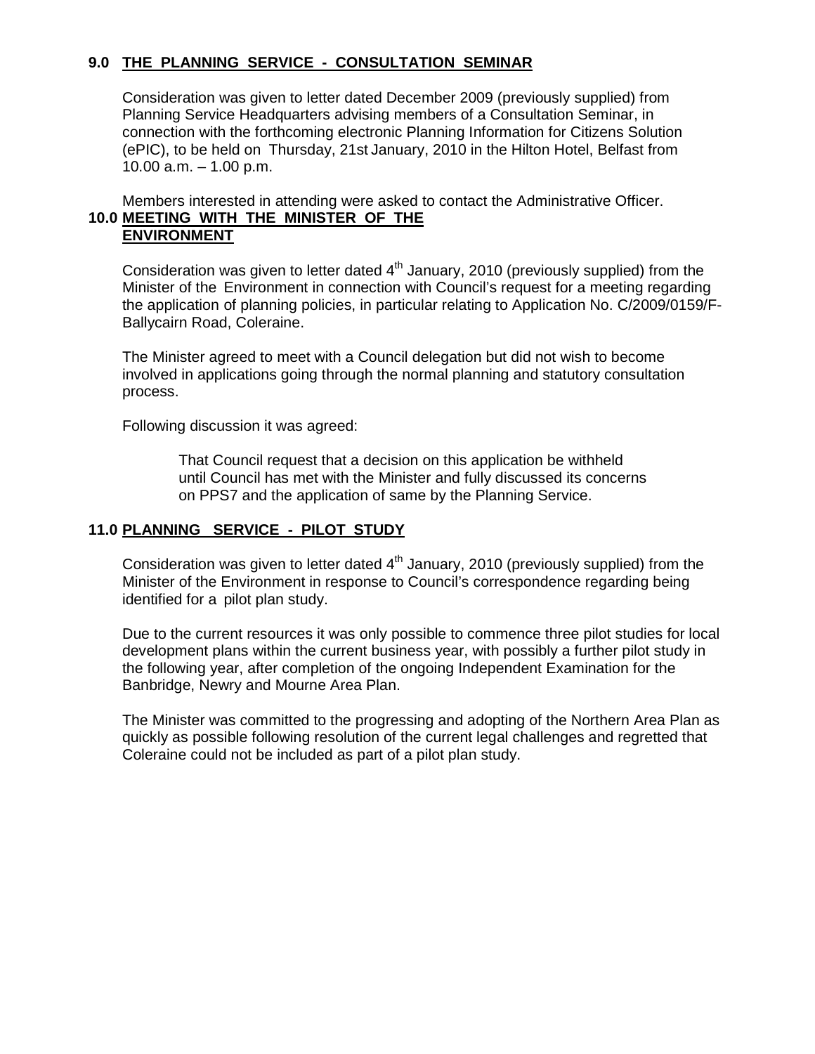## 9.0 THE PLANNING SERVICE - CONSULTATION SEMINAR

Consideration was given to letter dated December 2009 (previously supplied) from Planning Service Headquarters advising members of a Consultation Seminar, in connection with the forthcoming electronic Planning Information for Citizens Solution (ePIC), to be held on Thursday, 21st January, 2010 in the Hilton Hotel, Belfast from 10.00 a.m. – 1.00 p.m.

Members interested in attending were asked to contact the Administrative Officer.

## 10.0 MEETING WITH THE MINISTER OF THE ENVIRONMENT

Consideration was given to letter dated 4th January, 2010 (previously supplied) from the Minister of the Environment in connection with Council's request for a meeting regarding the application of planning policies, in particular relating to Application No. C/2009/0159/F-Ballycairn Road, Coleraine.

The Minister agreed to meet with a Council delegation but did not wish to become involved in applications going through the normal planning and statutory consultation process.

Following discussion it was agreed:

> That Council request that a decision on this application be withheld until Council has met with the Minister and fully discussed its concerns on PPS7 and the application of same by the Planning Service.

## 11.0 PLANNING SERVICE - PILOT STUDY

Consideration was given to letter dated 4th January, 2010 (previously supplied) from the Minister of the Environment in response to Council's correspondence regarding being identified for a pilot plan study.

Due to the current resources it was only possible to commence three pilot studies for local development plans within the current business year, with possibly a further pilot study in the following year, after completion of the ongoing Independent Examination for the Banbridge, Newry and Mourne Area Plan.

The Minister was committed to the progressing and adopting of the Northern Area Plan as quickly as possible following resolution of the current legal challenges and regretted that Coleraine could not be included as part of a pilot plan study.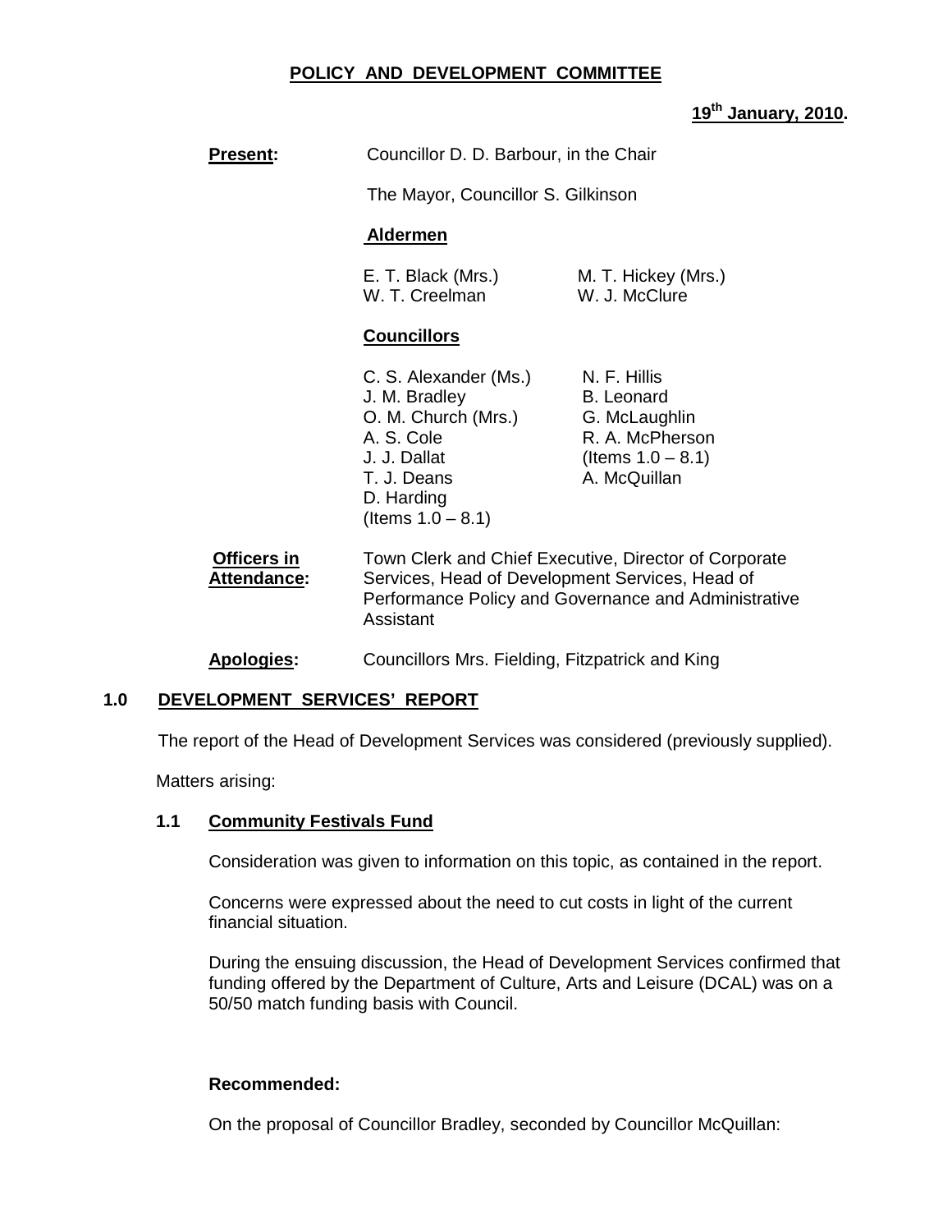**POLICY AND DEVELOPMENT COMMITTEE**

**19th January, 2010.**

**Present:** Councillor D. D. Barbour, in the Chair

The Mayor, Councillor S. Gilkinson

**Aldermen**

E. T. Black (Mrs.)
M. T. Hickey (Mrs.)
W. T. Creelman
W. J. McClure

**Councillors**

C. S. Alexander (Ms.)
J. M. Bradley
O. M. Church (Mrs.)
A. S. Cole
J. J. Dallat
T. J. Deans
D. Harding
(Items 1.0 – 8.1)
N. F. Hillis
B. Leonard
G. McLaughlin
R. A. McPherson
(Items 1.0 – 8.1)
A. McQuillan

**Officers in Attendance:** Town Clerk and Chief Executive, Director of Corporate Services, Head of Development Services, Head of Performance Policy and Governance and Administrative Assistant

**Apologies:** Councillors Mrs. Fielding, Fitzpatrick and King

## 1.0 DEVELOPMENT SERVICES' REPORT

The report of the Head of Development Services was considered (previously supplied).

Matters arising:

### 1.1 Community Festivals Fund

Consideration was given to information on this topic, as contained in the report.

Concerns were expressed about the need to cut costs in light of the current financial situation.

During the ensuing discussion, the Head of Development Services confirmed that funding offered by the Department of Culture, Arts and Leisure (DCAL) was on a 50/50 match funding basis with Council.

**Recommended:**

On the proposal of Councillor Bradley, seconded by Councillor McQuillan: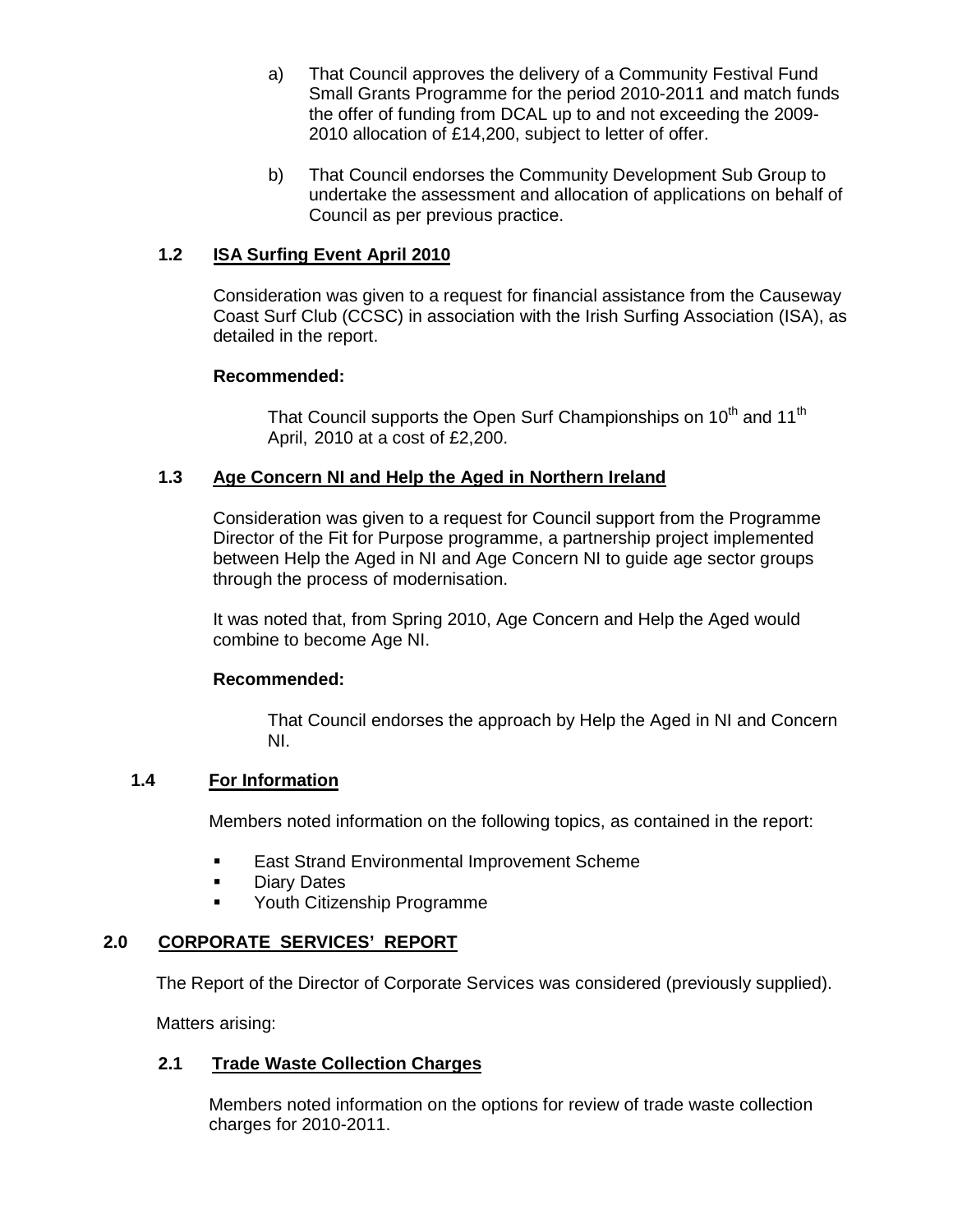a) That Council approves the delivery of a Community Festival Fund Small Grants Programme for the period 2010-2011 and match funds the offer of funding from DCAL up to and not exceeding the 2009-2010 allocation of £14,200, subject to letter of offer.

b) That Council endorses the Community Development Sub Group to undertake the assessment and allocation of applications on behalf of Council as per previous practice.

### 1.2 ISA Surfing Event April 2010

Consideration was given to a request for financial assistance from the Causeway Coast Surf Club (CCSC) in association with the Irish Surfing Association (ISA), as detailed in the report.

**Recommended:**

That Council supports the Open Surf Championships on 10th and 11th April, 2010 at a cost of £2,200.

### 1.3 Age Concern NI and Help the Aged in Northern Ireland

Consideration was given to a request for Council support from the Programme Director of the Fit for Purpose programme, a partnership project implemented between Help the Aged in NI and Age Concern NI to guide age sector groups through the process of modernisation.

It was noted that, from Spring 2010, Age Concern and Help the Aged would combine to become Age NI.

**Recommended:**

That Council endorses the approach by Help the Aged in NI and Concern NI.

### 1.4 For Information

Members noted information on the following topics, as contained in the report:

- East Strand Environmental Improvement Scheme
- Diary Dates
- Youth Citizenship Programme

## 2.0 CORPORATE SERVICES' REPORT

The Report of the Director of Corporate Services was considered (previously supplied).

Matters arising:

### 2.1 Trade Waste Collection Charges

Members noted information on the options for review of trade waste collection charges for 2010-2011.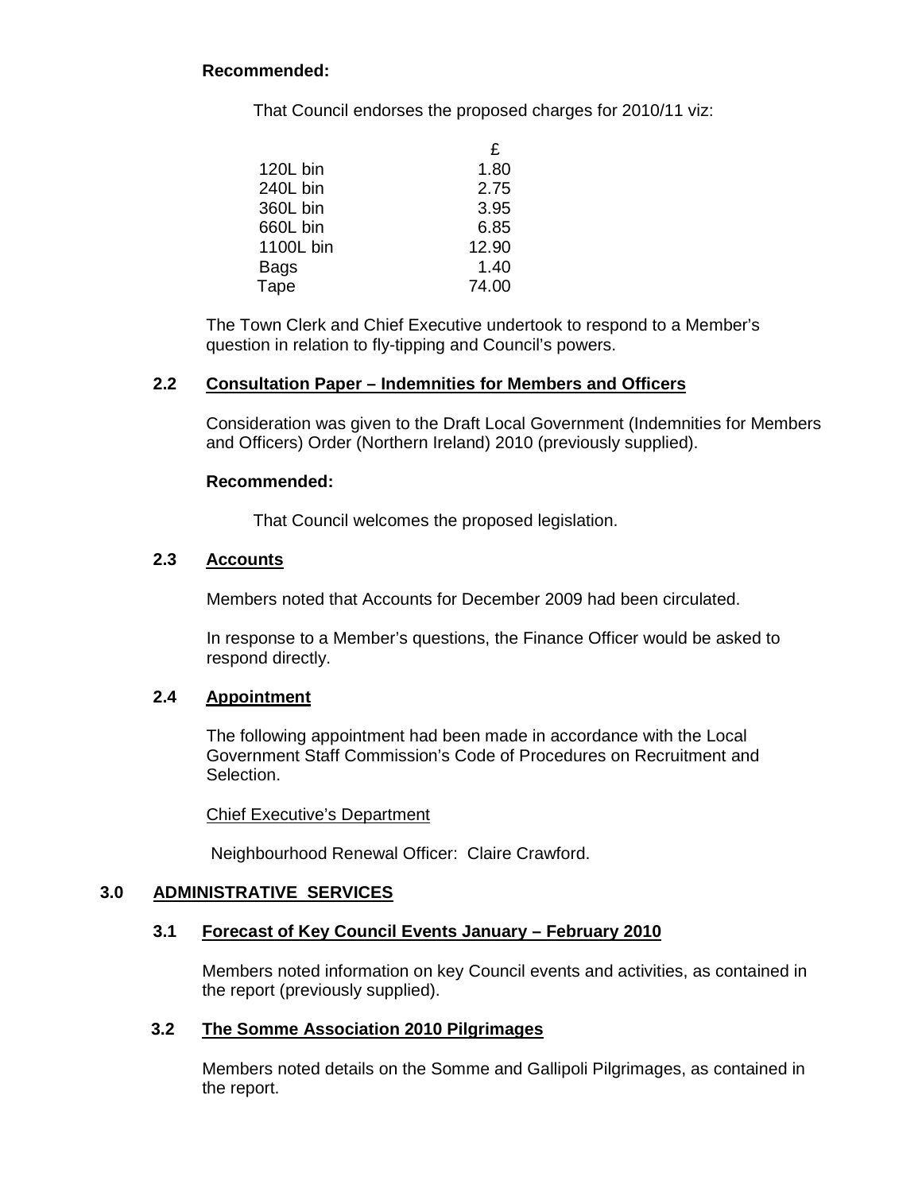**Recommended:**

That Council endorses the proposed charges for 2010/11 viz:

| | £ |
|---|---|
| 120L bin | 1.80 |
| 240L bin | 2.75 |
| 360L bin | 3.95 |
| 660L bin | 6.85 |
| 1100L bin | 12.90 |
| Bags | 1.40 |
| Tape | 74.00 |

The Town Clerk and Chief Executive undertook to respond to a Member's question in relation to fly-tipping and Council's powers.

### 2.2 Consultation Paper – Indemnities for Members and Officers

Consideration was given to the Draft Local Government (Indemnities for Members and Officers) Order (Northern Ireland) 2010 (previously supplied).

**Recommended:**

That Council welcomes the proposed legislation.

### 2.3 Accounts

Members noted that Accounts for December 2009 had been circulated.

In response to a Member's questions, the Finance Officer would be asked to respond directly.

### 2.4 Appointment

The following appointment had been made in accordance with the Local Government Staff Commission's Code of Procedures on Recruitment and Selection.

Chief Executive's Department

Neighbourhood Renewal Officer: Claire Crawford.

## 3.0 ADMINISTRATIVE SERVICES

### 3.1 Forecast of Key Council Events January – February 2010

Members noted information on key Council events and activities, as contained in the report (previously supplied).

### 3.2 The Somme Association 2010 Pilgrimages

Members noted details on the Somme and Gallipoli Pilgrimages, as contained in the report.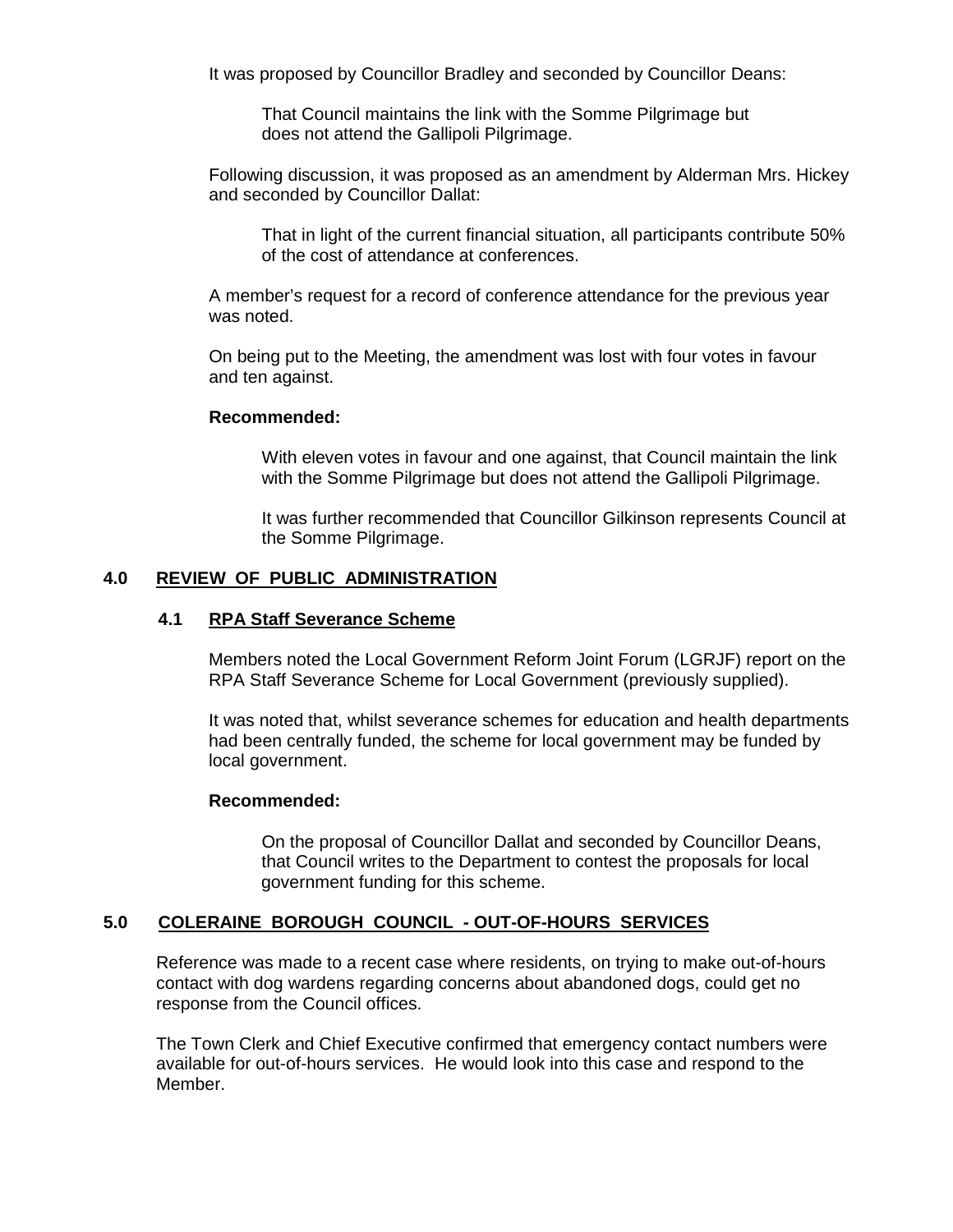It was proposed by Councillor Bradley and seconded by Councillor Deans:

> That Council maintains the link with the Somme Pilgrimage but does not attend the Gallipoli Pilgrimage.

Following discussion, it was proposed as an amendment by Alderman Mrs. Hickey and seconded by Councillor Dallat:

> That in light of the current financial situation, all participants contribute 50% of the cost of attendance at conferences.

A member's request for a record of conference attendance for the previous year was noted.

On being put to the Meeting, the amendment was lost with four votes in favour and ten against.

**Recommended:**

> With eleven votes in favour and one against, that Council maintain the link with the Somme Pilgrimage but does not attend the Gallipoli Pilgrimage.
>
> It was further recommended that Councillor Gilkinson represents Council at the Somme Pilgrimage.

## 4.0 REVIEW OF PUBLIC ADMINISTRATION

### 4.1 RPA Staff Severance Scheme

Members noted the Local Government Reform Joint Forum (LGRJF) report on the RPA Staff Severance Scheme for Local Government (previously supplied).

It was noted that, whilst severance schemes for education and health departments had been centrally funded, the scheme for local government may be funded by local government.

**Recommended:**

> On the proposal of Councillor Dallat and seconded by Councillor Deans, that Council writes to the Department to contest the proposals for local government funding for this scheme.

## 5.0 COLERAINE BOROUGH COUNCIL - OUT-OF-HOURS SERVICES

Reference was made to a recent case where residents, on trying to make out-of-hours contact with dog wardens regarding concerns about abandoned dogs, could get no response from the Council offices.

The Town Clerk and Chief Executive confirmed that emergency contact numbers were available for out-of-hours services. He would look into this case and respond to the Member.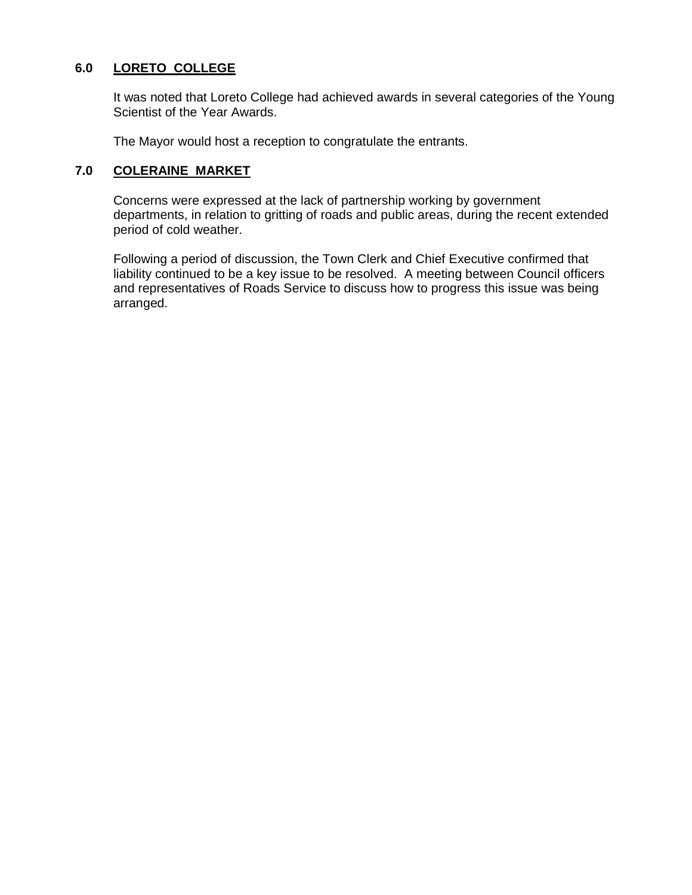## 6.0 LORETO COLLEGE

It was noted that Loreto College had achieved awards in several categories of the Young Scientist of the Year Awards.

The Mayor would host a reception to congratulate the entrants.

## 7.0 COLERAINE MARKET

Concerns were expressed at the lack of partnership working by government departments, in relation to gritting of roads and public areas, during the recent extended period of cold weather.

Following a period of discussion, the Town Clerk and Chief Executive confirmed that liability continued to be a key issue to be resolved. A meeting between Council officers and representatives of Roads Service to discuss how to progress this issue was being arranged.